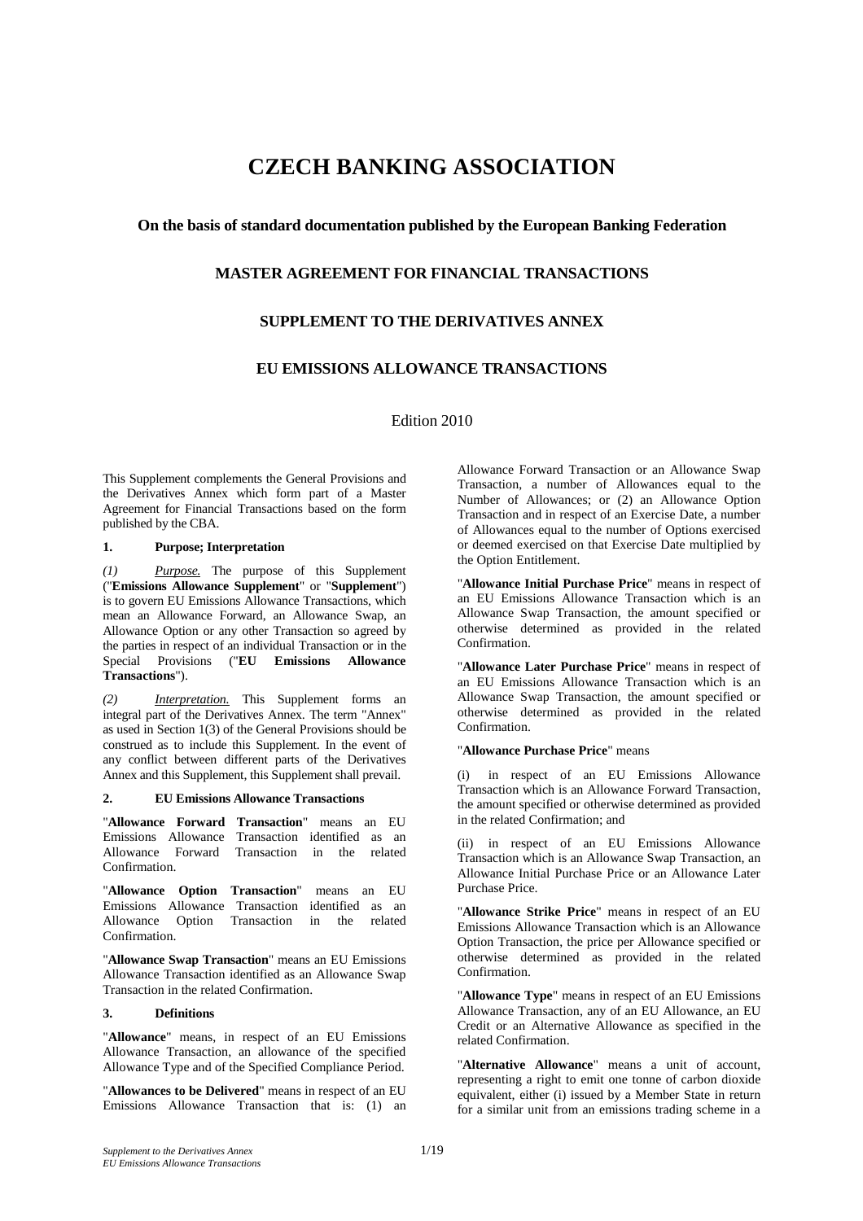# CZECH BANKING ASSOCIATION

### On the basis of standard documentation published by the European Banking Federation

### MASTER AGREEMENT FOR FINANCIAL TRANSACTIONS

### SUPPLEMENT TO THE DERIVATIVES ANNEX

### EU EMISSIONS ALLOWANCE TRANSACTIONS

Edition 2010

This Supplement complements the General Provisions and the Derivatives Annex which form part of a Master Agreement for Financial Transactions based on the form published by the CBA.

**1. Purpose; Interpretation**

*(1) Purpose.* The purpose of this Supplement ("**Emissions Allowance Supplement**" or "**Supplement**") is to govern EU Emissions Allowance Transactions, which mean an Allowance Forward, an Allowance Swap, an Allowance Option or any other Transaction so agreed by the parties in respect of an individual Transaction or in the Special Provisions ("**EU Emissions Allowance Transactions**").

*(2) Interpretation.* This Supplement forms an integral part of the Derivatives Annex. The term "Annex" as used in Section 1(3) of the General Provisions should be construed as to include this Supplement. In the event of any conflict between different parts of the Derivatives Annex and this Supplement, this Supplement shall prevail.

**2. EU Emissions Allowance Transactions**

"**Allowance Forward Transaction**" means an EU Emissions Allowance Transaction identified as an Allowance Forward Transaction in the related Confirmation.

"**Allowance Option Transaction**" means an EU Emissions Allowance Transaction identified as an Allowance Option Transaction in the related Confirmation.

"**Allowance Swap Transaction**" means an EU Emissions Allowance Transaction identified as an Allowance Swap Transaction in the related Confirmation.

**3. Definitions**

"**Allowance**" means, in respect of an EU Emissions Allowance Transaction, an allowance of the specified Allowance Type and of the Specified Compliance Period.

"**Allowances to be Delivered**" means in respect of an EU Emissions Allowance Transaction that is: (1) an Allowance Forward Transaction or an Allowance Swap Transaction, a number of Allowances equal to the Number of Allowances; or (2) an Allowance Option Transaction and in respect of an Exercise Date, a number of Allowances equal to the number of Options exercised or deemed exercised on that Exercise Date multiplied by the Option Entitlement.

"**Allowance Initial Purchase Price**" means in respect of an EU Emissions Allowance Transaction which is an Allowance Swap Transaction, the amount specified or otherwise determined as provided in the related Confirmation.

"**Allowance Later Purchase Price**" means in respect of an EU Emissions Allowance Transaction which is an Allowance Swap Transaction, the amount specified or otherwise determined as provided in the related Confirmation.

"**Allowance Purchase Price**" means

(i) in respect of an EU Emissions Allowance Transaction which is an Allowance Forward Transaction, the amount specified or otherwise determined as provided in the related Confirmation; and

(ii) in respect of an EU Emissions Allowance Transaction which is an Allowance Swap Transaction, an Allowance Initial Purchase Price or an Allowance Later Purchase Price.

"**Allowance Strike Price**" means in respect of an EU Emissions Allowance Transaction which is an Allowance Option Transaction, the price per Allowance specified or otherwise determined as provided in the related Confirmation.

"**Allowance Type**" means in respect of an EU Emissions Allowance Transaction, any of an EU Allowance, an EU Credit or an Alternative Allowance as specified in the related Confirmation.

"**Alternative Allowance**" means a unit of account, representing a right to emit one tonne of carbon dioxide equivalent, either (i) issued by a Member State in return for a similar unit from an emissions trading scheme in a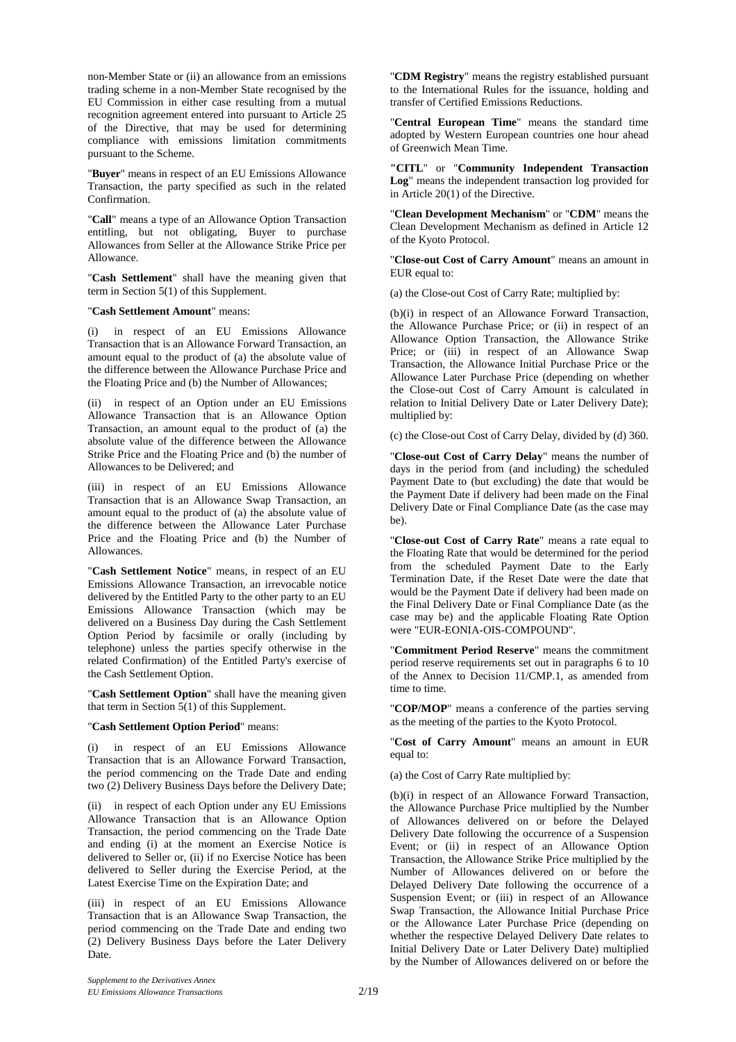non-Member State or (ii) an allowance from an emissions trading scheme in a non-Member State recognised by the EU Commission in either case resulting from a mutual recognition agreement entered into pursuant to Article 25 of the Directive, that may be used for determining compliance with emissions limitation commitments pursuant to the Scheme.

"**Buyer**" means in respect of an EU Emissions Allowance Transaction, the party specified as such in the related Confirmation.

"**Call**" means a type of an Allowance Option Transaction entitling, but not obligating, Buyer to purchase Allowances from Seller at the Allowance Strike Price per Allowance.

"**Cash Settlement**" shall have the meaning given that term in Section 5(1) of this Supplement.

"**Cash Settlement Amount**" means:

(i) in respect of an EU Emissions Allowance Transaction that is an Allowance Forward Transaction, an amount equal to the product of (a) the absolute value of the difference between the Allowance Purchase Price and the Floating Price and (b) the Number of Allowances;

(ii) in respect of an Option under an EU Emissions Allowance Transaction that is an Allowance Option Transaction, an amount equal to the product of (a) the absolute value of the difference between the Allowance Strike Price and the Floating Price and (b) the number of Allowances to be Delivered; and

(iii) in respect of an EU Emissions Allowance Transaction that is an Allowance Swap Transaction, an amount equal to the product of (a) the absolute value of the difference between the Allowance Later Purchase Price and the Floating Price and (b) the Number of Allowances.

"**Cash Settlement Notice**" means, in respect of an EU Emissions Allowance Transaction, an irrevocable notice delivered by the Entitled Party to the other party to an EU Emissions Allowance Transaction (which may be delivered on a Business Day during the Cash Settlement Option Period by facsimile or orally (including by telephone) unless the parties specify otherwise in the related Confirmation) of the Entitled Party's exercise of the Cash Settlement Option.

"**Cash Settlement Option**" shall have the meaning given that term in Section 5(1) of this Supplement.

"**Cash Settlement Option Period**" means:

(i) in respect of an EU Emissions Allowance Transaction that is an Allowance Forward Transaction, the period commencing on the Trade Date and ending two (2) Delivery Business Days before the Delivery Date;

(ii) in respect of each Option under any EU Emissions Allowance Transaction that is an Allowance Option Transaction, the period commencing on the Trade Date and ending (i) at the moment an Exercise Notice is delivered to Seller or, (ii) if no Exercise Notice has been delivered to Seller during the Exercise Period, at the Latest Exercise Time on the Expiration Date; and

(iii) in respect of an EU Emissions Allowance Transaction that is an Allowance Swap Transaction, the period commencing on the Trade Date and ending two (2) Delivery Business Days before the Later Delivery Date.

"**CDM Registry**" means the registry established pursuant to the International Rules for the issuance, holding and transfer of Certified Emissions Reductions.

"**Central European Time**" means the standard time adopted by Western European countries one hour ahead of Greenwich Mean Time.

"**CITL**" or "**Community Independent Transaction Log**" means the independent transaction log provided for in Article 20(1) of the Directive.

"**Clean Development Mechanism**" or "**CDM**" means the Clean Development Mechanism as defined in Article 12 of the Kyoto Protocol.

"**Close-out Cost of Carry Amount**" means an amount in EUR equal to:

(a) the Close-out Cost of Carry Rate; multiplied by:

(b)(i) in respect of an Allowance Forward Transaction, the Allowance Purchase Price; or (ii) in respect of an Allowance Option Transaction, the Allowance Strike Price; or (iii) in respect of an Allowance Swap Transaction, the Allowance Initial Purchase Price or the Allowance Later Purchase Price (depending on whether the Close-out Cost of Carry Amount is calculated in relation to Initial Delivery Date or Later Delivery Date); multiplied by:

(c) the Close-out Cost of Carry Delay, divided by (d) 360.

"**Close-out Cost of Carry Delay**" means the number of days in the period from (and including) the scheduled Payment Date to (but excluding) the date that would be the Payment Date if delivery had been made on the Final Delivery Date or Final Compliance Date (as the case may be).

"**Close-out Cost of Carry Rate**" means a rate equal to the Floating Rate that would be determined for the period from the scheduled Payment Date to the Early Termination Date, if the Reset Date were the date that would be the Payment Date if delivery had been made on the Final Delivery Date or Final Compliance Date (as the case may be) and the applicable Floating Rate Option were "EUR-EONIA-OIS-COMPOUND".

"**Commitment Period Reserve**" means the commitment period reserve requirements set out in paragraphs 6 to 10 of the Annex to Decision 11/CMP.1, as amended from time to time.

"**COP/MOP**" means a conference of the parties serving as the meeting of the parties to the Kyoto Protocol.

"**Cost of Carry Amount**" means an amount in EUR equal to:

(a) the Cost of Carry Rate multiplied by:

(b)(i) in respect of an Allowance Forward Transaction, the Allowance Purchase Price multiplied by the Number of Allowances delivered on or before the Delayed Delivery Date following the occurrence of a Suspension Event; or (ii) in respect of an Allowance Option Transaction, the Allowance Strike Price multiplied by the Number of Allowances delivered on or before the Delayed Delivery Date following the occurrence of a Suspension Event; or (iii) in respect of an Allowance Swap Transaction, the Allowance Initial Purchase Price or the Allowance Later Purchase Price (depending on whether the respective Delayed Delivery Date relates to Initial Delivery Date or Later Delivery Date) multiplied by the Number of Allowances delivered on or before the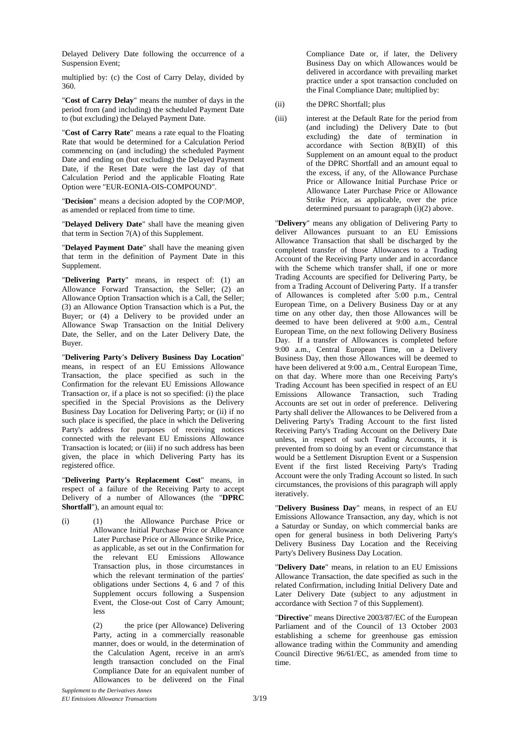Delayed Delivery Date following the occurrence of a Suspension Event;

multiplied by: (c) the Cost of Carry Delay, divided by 360.

"**Cost of Carry Delay**" means the number of days in the period from (and including) the scheduled Payment Date to (but excluding) the Delayed Payment Date.

"**Cost of Carry Rate**" means a rate equal to the Floating Rate that would be determined for a Calculation Period commencing on (and including) the scheduled Payment Date and ending on (but excluding) the Delayed Payment Date, if the Reset Date were the last day of that Calculation Period and the applicable Floating Rate Option were "EUR-EONIA-OIS-COMPOUND".

"**Decision**" means a decision adopted by the COP/MOP, as amended or replaced from time to time.

"**Delayed Delivery Date**" shall have the meaning given that term in Section 7(A) of this Supplement.

"**Delayed Payment Date**" shall have the meaning given that term in the definition of Payment Date in this Supplement.

"**Delivering Party**" means, in respect of: (1) an Allowance Forward Transaction, the Seller; (2) an Allowance Option Transaction which is a Call, the Seller; (3) an Allowance Option Transaction which is a Put, the Buyer; or (4) a Delivery to be provided under an Allowance Swap Transaction on the Initial Delivery Date, the Seller, and on the Later Delivery Date, the Buyer.

"**Delivering Party's Delivery Business Day Location**" means, in respect of an EU Emissions Allowance Transaction, the place specified as such in the Confirmation for the relevant EU Emissions Allowance Transaction or, if a place is not so specified: (i) the place specified in the Special Provisions as the Delivery Business Day Location for Delivering Party; or (ii) if no such place is specified, the place in which the Delivering Party's address for purposes of receiving notices connected with the relevant EU Emissions Allowance Transaction is located; or (iii) if no such address has been given, the place in which Delivering Party has its registered office.

"**Delivering Party's Replacement Cost**" means, in respect of a failure of the Receiving Party to accept Delivery of a number of Allowances (the "**DPRC Shortfall**"), an amount equal to:

(i) (1) the Allowance Purchase Price or Allowance Initial Purchase Price or Allowance Later Purchase Price or Allowance Strike Price, as applicable, as set out in the Confirmation for the relevant EU Emissions Allowance Transaction plus, in those circumstances in which the relevant termination of the parties' obligations under Sections 4, 6 and 7 of this Supplement occurs following a Suspension Event, the Close-out Cost of Carry Amount; less

(2) the price (per Allowance) Delivering Party, acting in a commercially reasonable manner, does or would, in the determination of the Calculation Agent, receive in an arm's length transaction concluded on the Final Compliance Date for an equivalent number of Allowances to be delivered on the Final Compliance Date or, if later, the Delivery Business Day on which Allowances would be delivered in accordance with prevailing market practice under a spot transaction concluded on the Final Compliance Date; multiplied by:

(ii) the DPRC Shortfall; plus

(iii) interest at the Default Rate for the period from (and including) the Delivery Date to (but excluding) the date of termination in accordance with Section 8(B)(II) of this Supplement on an amount equal to the product of the DPRC Shortfall and an amount equal to the excess, if any, of the Allowance Purchase Price or Allowance Initial Purchase Price or Allowance Later Purchase Price or Allowance Strike Price, as applicable, over the price determined pursuant to paragraph (i)(2) above.

"**Delivery**" means any obligation of Delivering Party to deliver Allowances pursuant to an EU Emissions Allowance Transaction that shall be discharged by the completed transfer of those Allowances to a Trading Account of the Receiving Party under and in accordance with the Scheme which transfer shall, if one or more Trading Accounts are specified for Delivering Party, be from a Trading Account of Delivering Party. If a transfer of Allowances is completed after 5:00 p.m., Central European Time, on a Delivery Business Day or at any time on any other day, then those Allowances will be deemed to have been delivered at 9:00 a.m., Central European Time, on the next following Delivery Business Day. If a transfer of Allowances is completed before 9:00 a.m., Central European Time, on a Delivery Business Day, then those Allowances will be deemed to have been delivered at 9:00 a.m., Central European Time, on that day. Where more than one Receiving Party's Trading Account has been specified in respect of an EU Emissions Allowance Transaction, such Trading Accounts are set out in order of preference. Delivering Party shall deliver the Allowances to be Delivered from a Delivering Party's Trading Account to the first listed Receiving Party's Trading Account on the Delivery Date unless, in respect of such Trading Accounts, it is prevented from so doing by an event or circumstance that would be a Settlement Disruption Event or a Suspension Event if the first listed Receiving Party's Trading Account were the only Trading Account so listed. In such circumstances, the provisions of this paragraph will apply iteratively.

"**Delivery Business Day**" means, in respect of an EU Emissions Allowance Transaction, any day, which is not a Saturday or Sunday, on which commercial banks are open for general business in both Delivering Party's Delivery Business Day Location and the Receiving Party's Delivery Business Day Location.

"**Delivery Date**" means, in relation to an EU Emissions Allowance Transaction, the date specified as such in the related Confirmation, including Initial Delivery Date and Later Delivery Date (subject to any adjustment in accordance with Section 7 of this Supplement).

"**Directive**" means Directive 2003/87/EC of the European Parliament and of the Council of 13 October 2003 establishing a scheme for greenhouse gas emission allowance trading within the Community and amending Council Directive 96/61/EC, as amended from time to time.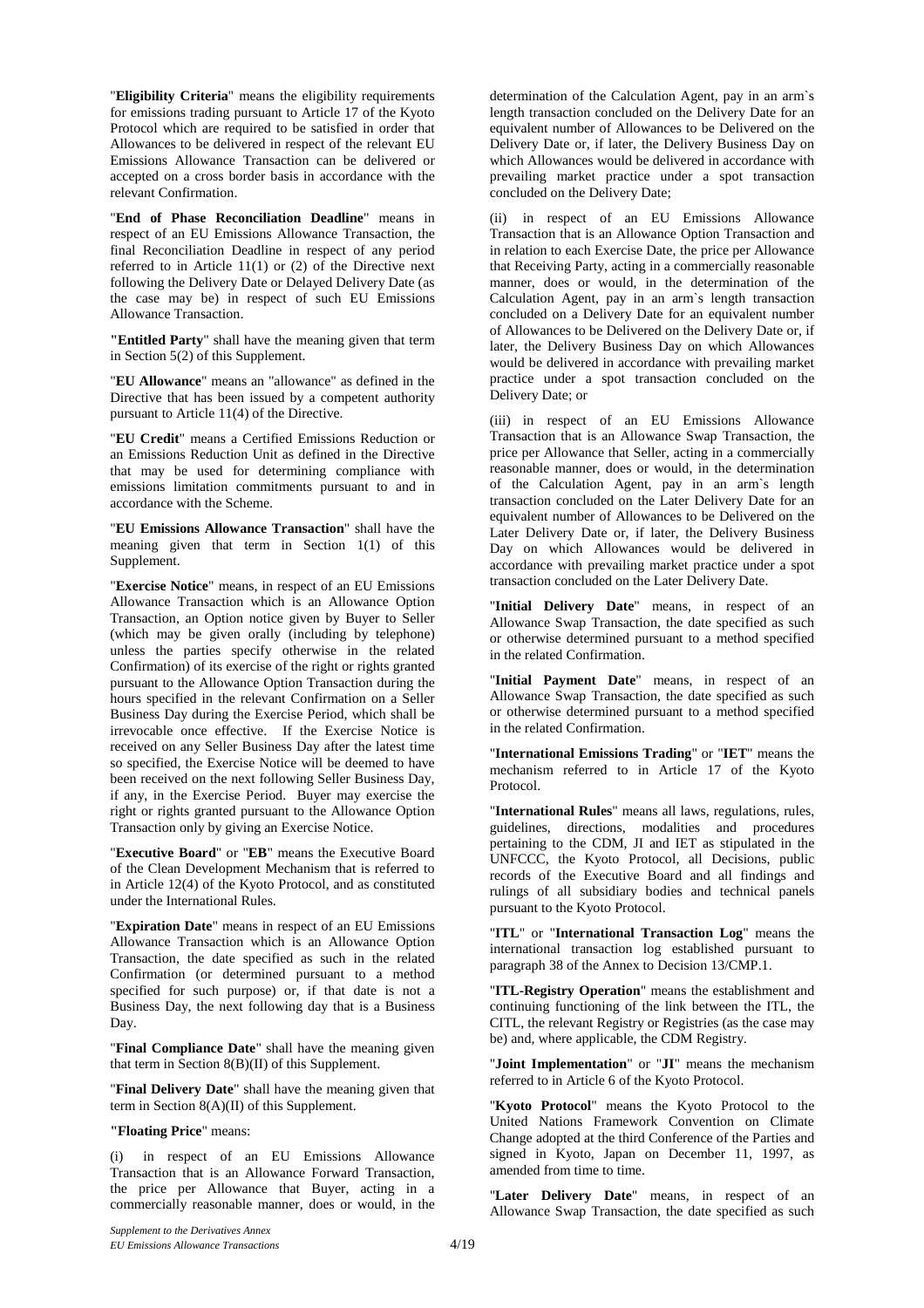"**Eligibility Criteria**" means the eligibility requirements for emissions trading pursuant to Article 17 of the Kyoto Protocol which are required to be satisfied in order that Allowances to be delivered in respect of the relevant EU Emissions Allowance Transaction can be delivered or accepted on a cross border basis in accordance with the relevant Confirmation.

"**End of Phase Reconciliation Deadline**" means in respect of an EU Emissions Allowance Transaction, the final Reconciliation Deadline in respect of any period referred to in Article 11(1) or (2) of the Directive next following the Delivery Date or Delayed Delivery Date (as the case may be) in respect of such EU Emissions Allowance Transaction.

**"Entitled Party"** shall have the meaning given that term in Section 5(2) of this Supplement.

"**EU Allowance**" means an "allowance" as defined in the Directive that has been issued by a competent authority pursuant to Article 11(4) of the Directive.

"**EU Credit**" means a Certified Emissions Reduction or an Emissions Reduction Unit as defined in the Directive that may be used for determining compliance with emissions limitation commitments pursuant to and in accordance with the Scheme.

"**EU Emissions Allowance Transaction**" shall have the meaning given that term in Section 1(1) of this Supplement.

"**Exercise Notice**" means, in respect of an EU Emissions Allowance Transaction which is an Allowance Option Transaction, an Option notice given by Buyer to Seller (which may be given orally (including by telephone) unless the parties specify otherwise in the related Confirmation) of its exercise of the right or rights granted pursuant to the Allowance Option Transaction during the hours specified in the relevant Confirmation on a Seller Business Day during the Exercise Period, which shall be irrevocable once effective. If the Exercise Notice is received on any Seller Business Day after the latest time so specified, the Exercise Notice will be deemed to have been received on the next following Seller Business Day, if any, in the Exercise Period. Buyer may exercise the right or rights granted pursuant to the Allowance Option Transaction only by giving an Exercise Notice.

"**Executive Board**" or "**EB**" means the Executive Board of the Clean Development Mechanism that is referred to in Article 12(4) of the Kyoto Protocol, and as constituted under the International Rules.

"**Expiration Date**" means in respect of an EU Emissions Allowance Transaction which is an Allowance Option Transaction, the date specified as such in the related Confirmation (or determined pursuant to a method specified for such purpose) or, if that date is not a Business Day, the next following day that is a Business Day.

"**Final Compliance Date**" shall have the meaning given that term in Section 8(B)(II) of this Supplement.

"**Final Delivery Date**" shall have the meaning given that term in Section 8(A)(II) of this Supplement.

**"Floating Price"** means:

(i) in respect of an EU Emissions Allowance Transaction that is an Allowance Forward Transaction, the price per Allowance that Buyer, acting in a commercially reasonable manner, does or would, in the determination of the Calculation Agent, pay in an arm`s length transaction concluded on the Delivery Date for an equivalent number of Allowances to be Delivered on the Delivery Date or, if later, the Delivery Business Day on which Allowances would be delivered in accordance with prevailing market practice under a spot transaction concluded on the Delivery Date;

(ii) in respect of an EU Emissions Allowance Transaction that is an Allowance Option Transaction and in relation to each Exercise Date, the price per Allowance that Receiving Party, acting in a commercially reasonable manner, does or would, in the determination of the Calculation Agent, pay in an arm`s length transaction concluded on a Delivery Date for an equivalent number of Allowances to be Delivered on the Delivery Date or, if later, the Delivery Business Day on which Allowances would be delivered in accordance with prevailing market practice under a spot transaction concluded on the Delivery Date; or

(iii) in respect of an EU Emissions Allowance Transaction that is an Allowance Swap Transaction, the price per Allowance that Seller, acting in a commercially reasonable manner, does or would, in the determination of the Calculation Agent, pay in an arm`s length transaction concluded on the Later Delivery Date for an equivalent number of Allowances to be Delivered on the Later Delivery Date or, if later, the Delivery Business Day on which Allowances would be delivered in accordance with prevailing market practice under a spot transaction concluded on the Later Delivery Date.

"**Initial Delivery Date**" means, in respect of an Allowance Swap Transaction, the date specified as such or otherwise determined pursuant to a method specified in the related Confirmation.

"**Initial Payment Date**" means, in respect of an Allowance Swap Transaction, the date specified as such or otherwise determined pursuant to a method specified in the related Confirmation.

"**International Emissions Trading**" or "**IET**" means the mechanism referred to in Article 17 of the Kyoto Protocol.

"**International Rules**" means all laws, regulations, rules, guidelines, directions, modalities and procedures pertaining to the CDM, JI and IET as stipulated in the UNFCCC, the Kyoto Protocol, all Decisions, public records of the Executive Board and all findings and rulings of all subsidiary bodies and technical panels pursuant to the Kyoto Protocol.

"**ITL**" or "**International Transaction Log**" means the international transaction log established pursuant to paragraph 38 of the Annex to Decision 13/CMP.1.

"**ITL-Registry Operation**" means the establishment and continuing functioning of the link between the ITL, the CITL, the relevant Registry or Registries (as the case may be) and, where applicable, the CDM Registry.

"**Joint Implementation**" or "**JI**" means the mechanism referred to in Article 6 of the Kyoto Protocol.

"**Kyoto Protocol**" means the Kyoto Protocol to the United Nations Framework Convention on Climate Change adopted at the third Conference of the Parties and signed in Kyoto, Japan on December 11, 1997, as amended from time to time.

"**Later Delivery Date**" means, in respect of an Allowance Swap Transaction, the date specified as such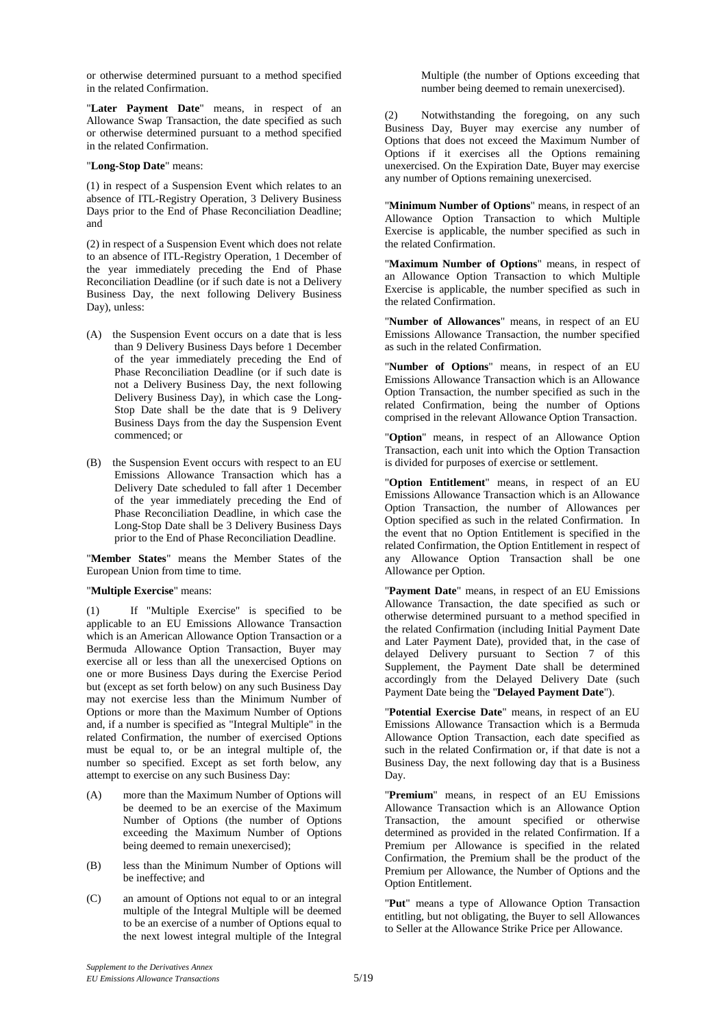or otherwise determined pursuant to a method specified in the related Confirmation.

"**Later Payment Date**" means, in respect of an Allowance Swap Transaction, the date specified as such or otherwise determined pursuant to a method specified in the related Confirmation.

"**Long-Stop Date**" means:

(1) in respect of a Suspension Event which relates to an absence of ITL-Registry Operation, 3 Delivery Business Days prior to the End of Phase Reconciliation Deadline; and

(2) in respect of a Suspension Event which does not relate to an absence of ITL-Registry Operation, 1 December of the year immediately preceding the End of Phase Reconciliation Deadline (or if such date is not a Delivery Business Day, the next following Delivery Business Day), unless:

(A) the Suspension Event occurs on a date that is less than 9 Delivery Business Days before 1 December of the year immediately preceding the End of Phase Reconciliation Deadline (or if such date is not a Delivery Business Day, the next following Delivery Business Day), in which case the Long-Stop Date shall be the date that is 9 Delivery Business Days from the day the Suspension Event commenced; or

(B) the Suspension Event occurs with respect to an EU Emissions Allowance Transaction which has a Delivery Date scheduled to fall after 1 December of the year immediately preceding the End of Phase Reconciliation Deadline, in which case the Long-Stop Date shall be 3 Delivery Business Days prior to the End of Phase Reconciliation Deadline.

"**Member States**" means the Member States of the European Union from time to time.

"**Multiple Exercise**" means:

(1) If "Multiple Exercise" is specified to be applicable to an EU Emissions Allowance Transaction which is an American Allowance Option Transaction or a Bermuda Allowance Option Transaction, Buyer may exercise all or less than all the unexercised Options on one or more Business Days during the Exercise Period but (except as set forth below) on any such Business Day may not exercise less than the Minimum Number of Options or more than the Maximum Number of Options and, if a number is specified as "Integral Multiple" in the related Confirmation, the number of exercised Options must be equal to, or be an integral multiple of, the number so specified. Except as set forth below, any attempt to exercise on any such Business Day:

(A) more than the Maximum Number of Options will be deemed to be an exercise of the Maximum Number of Options (the number of Options exceeding the Maximum Number of Options being deemed to remain unexercised);

(B) less than the Minimum Number of Options will be ineffective; and

(C) an amount of Options not equal to or an integral multiple of the Integral Multiple will be deemed to be an exercise of a number of Options equal to the next lowest integral multiple of the Integral Multiple (the number of Options exceeding that number being deemed to remain unexercised).

(2) Notwithstanding the foregoing, on any such Business Day, Buyer may exercise any number of Options that does not exceed the Maximum Number of Options if it exercises all the Options remaining unexercised. On the Expiration Date, Buyer may exercise any number of Options remaining unexercised.

"**Minimum Number of Options**" means, in respect of an Allowance Option Transaction to which Multiple Exercise is applicable, the number specified as such in the related Confirmation.

"**Maximum Number of Options**" means, in respect of an Allowance Option Transaction to which Multiple Exercise is applicable, the number specified as such in the related Confirmation.

"**Number of Allowances**" means, in respect of an EU Emissions Allowance Transaction, the number specified as such in the related Confirmation.

"**Number of Options**" means, in respect of an EU Emissions Allowance Transaction which is an Allowance Option Transaction, the number specified as such in the related Confirmation, being the number of Options comprised in the relevant Allowance Option Transaction.

"**Option**" means, in respect of an Allowance Option Transaction, each unit into which the Option Transaction is divided for purposes of exercise or settlement.

"**Option Entitlement**" means, in respect of an EU Emissions Allowance Transaction which is an Allowance Option Transaction, the number of Allowances per Option specified as such in the related Confirmation. In the event that no Option Entitlement is specified in the related Confirmation, the Option Entitlement in respect of any Allowance Option Transaction shall be one Allowance per Option.

"**Payment Date**" means, in respect of an EU Emissions Allowance Transaction, the date specified as such or otherwise determined pursuant to a method specified in the related Confirmation (including Initial Payment Date and Later Payment Date), provided that, in the case of delayed Delivery pursuant to Section 7 of this Supplement, the Payment Date shall be determined accordingly from the Delayed Delivery Date (such Payment Date being the "**Delayed Payment Date**").

"**Potential Exercise Date**" means, in respect of an EU Emissions Allowance Transaction which is a Bermuda Allowance Option Transaction, each date specified as such in the related Confirmation or, if that date is not a Business Day, the next following day that is a Business Day.

"**Premium**" means, in respect of an EU Emissions Allowance Transaction which is an Allowance Option Transaction, the amount specified or otherwise determined as provided in the related Confirmation. If a Premium per Allowance is specified in the related Confirmation, the Premium shall be the product of the Premium per Allowance, the Number of Options and the Option Entitlement.

"**Put**" means a type of Allowance Option Transaction entitling, but not obligating, the Buyer to sell Allowances to Seller at the Allowance Strike Price per Allowance.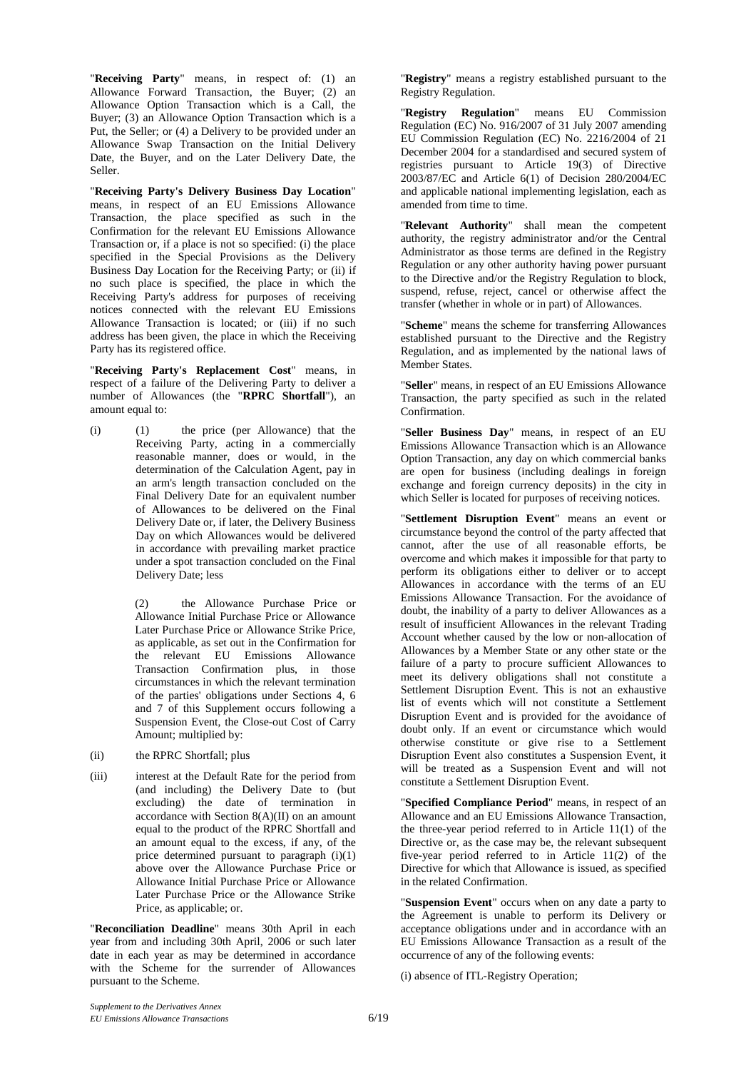"**Receiving Party**" means, in respect of: (1) an Allowance Forward Transaction, the Buyer; (2) an Allowance Option Transaction which is a Call, the Buyer; (3) an Allowance Option Transaction which is a Put, the Seller; or (4) a Delivery to be provided under an Allowance Swap Transaction on the Initial Delivery Date, the Buyer, and on the Later Delivery Date, the Seller.

"**Receiving Party's Delivery Business Day Location**" means, in respect of an EU Emissions Allowance Transaction, the place specified as such in the Confirmation for the relevant EU Emissions Allowance Transaction or, if a place is not so specified: (i) the place specified in the Special Provisions as the Delivery Business Day Location for the Receiving Party; or (ii) if no such place is specified, the place in which the Receiving Party's address for purposes of receiving notices connected with the relevant EU Emissions Allowance Transaction is located; or (iii) if no such address has been given, the place in which the Receiving Party has its registered office.

"**Receiving Party's Replacement Cost**" means, in respect of a failure of the Delivering Party to deliver a number of Allowances (the "**RPRC Shortfall**"), an amount equal to:

(i) (1) the price (per Allowance) that the Receiving Party, acting in a commercially reasonable manner, does or would, in the determination of the Calculation Agent, pay in an arm's length transaction concluded on the Final Delivery Date for an equivalent number of Allowances to be delivered on the Final Delivery Date or, if later, the Delivery Business Day on which Allowances would be delivered in accordance with prevailing market practice under a spot transaction concluded on the Final Delivery Date; less

(2) the Allowance Purchase Price or Allowance Initial Purchase Price or Allowance Later Purchase Price or Allowance Strike Price, as applicable, as set out in the Confirmation for the relevant EU Emissions Allowance Transaction Confirmation plus, in those circumstances in which the relevant termination of the parties' obligations under Sections 4, 6 and 7 of this Supplement occurs following a Suspension Event, the Close-out Cost of Carry Amount; multiplied by:

(ii) the RPRC Shortfall; plus

(iii) interest at the Default Rate for the period from (and including) the Delivery Date to (but excluding) the date of termination in accordance with Section 8(A)(II) on an amount equal to the product of the RPRC Shortfall and an amount equal to the excess, if any, of the price determined pursuant to paragraph (i)(1) above over the Allowance Purchase Price or Allowance Initial Purchase Price or Allowance Later Purchase Price or the Allowance Strike Price, as applicable; or.

"**Reconciliation Deadline**" means 30th April in each year from and including 30th April, 2006 or such later date in each year as may be determined in accordance with the Scheme for the surrender of Allowances pursuant to the Scheme.

"**Registry**" means a registry established pursuant to the Registry Regulation.

"**Registry Regulation**" means EU Commission Regulation (EC) No. 916/2007 of 31 July 2007 amending EU Commission Regulation (EC) No. 2216/2004 of 21 December 2004 for a standardised and secured system of registries pursuant to Article 19(3) of Directive 2003/87/EC and Article 6(1) of Decision 280/2004/EC and applicable national implementing legislation, each as amended from time to time.

"**Relevant Authority**" shall mean the competent authority, the registry administrator and/or the Central Administrator as those terms are defined in the Registry Regulation or any other authority having power pursuant to the Directive and/or the Registry Regulation to block, suspend, refuse, reject, cancel or otherwise affect the transfer (whether in whole or in part) of Allowances.

"**Scheme**" means the scheme for transferring Allowances established pursuant to the Directive and the Registry Regulation, and as implemented by the national laws of Member States.

"**Seller**" means, in respect of an EU Emissions Allowance Transaction, the party specified as such in the related Confirmation.

"**Seller Business Day**" means, in respect of an EU Emissions Allowance Transaction which is an Allowance Option Transaction, any day on which commercial banks are open for business (including dealings in foreign exchange and foreign currency deposits) in the city in which Seller is located for purposes of receiving notices.

"**Settlement Disruption Event**" means an event or circumstance beyond the control of the party affected that cannot, after the use of all reasonable efforts, be overcome and which makes it impossible for that party to perform its obligations either to deliver or to accept Allowances in accordance with the terms of an EU Emissions Allowance Transaction. For the avoidance of doubt, the inability of a party to deliver Allowances as a result of insufficient Allowances in the relevant Trading Account whether caused by the low or non-allocation of Allowances by a Member State or any other state or the failure of a party to procure sufficient Allowances to meet its delivery obligations shall not constitute a Settlement Disruption Event. This is not an exhaustive list of events which will not constitute a Settlement Disruption Event and is provided for the avoidance of doubt only. If an event or circumstance which would otherwise constitute or give rise to a Settlement Disruption Event also constitutes a Suspension Event, it will be treated as a Suspension Event and will not constitute a Settlement Disruption Event.

"**Specified Compliance Period**" means, in respect of an Allowance and an EU Emissions Allowance Transaction, the three-year period referred to in Article 11(1) of the Directive or, as the case may be, the relevant subsequent five-year period referred to in Article 11(2) of the Directive for which that Allowance is issued, as specified in the related Confirmation.

"**Suspension Event**" occurs when on any date a party to the Agreement is unable to perform its Delivery or acceptance obligations under and in accordance with an EU Emissions Allowance Transaction as a result of the occurrence of any of the following events:

(i) absence of ITL-Registry Operation;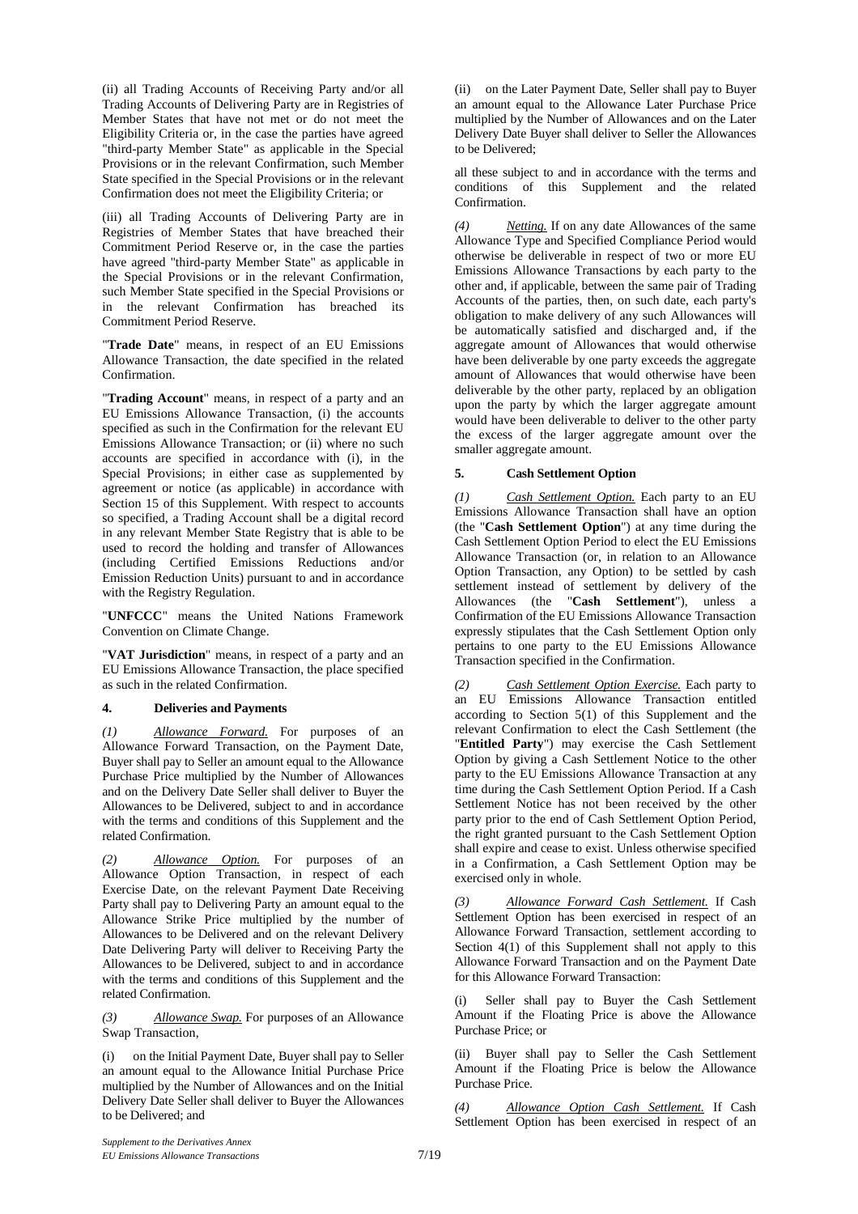(ii) all Trading Accounts of Receiving Party and/or all Trading Accounts of Delivering Party are in Registries of Member States that have not met or do not meet the Eligibility Criteria or, in the case the parties have agreed "third-party Member State" as applicable in the Special Provisions or in the relevant Confirmation, such Member State specified in the Special Provisions or in the relevant Confirmation does not meet the Eligibility Criteria; or

(iii) all Trading Accounts of Delivering Party are in Registries of Member States that have breached their Commitment Period Reserve or, in the case the parties have agreed "third-party Member State" as applicable in the Special Provisions or in the relevant Confirmation, such Member State specified in the Special Provisions or in the relevant Confirmation has breached its Commitment Period Reserve.

"**Trade Date**" means, in respect of an EU Emissions Allowance Transaction, the date specified in the related Confirmation.

"**Trading Account**" means, in respect of a party and an EU Emissions Allowance Transaction, (i) the accounts specified as such in the Confirmation for the relevant EU Emissions Allowance Transaction; or (ii) where no such accounts are specified in accordance with (i), in the Special Provisions; in either case as supplemented by agreement or notice (as applicable) in accordance with Section 15 of this Supplement. With respect to accounts so specified, a Trading Account shall be a digital record in any relevant Member State Registry that is able to be used to record the holding and transfer of Allowances (including Certified Emissions Reductions and/or Emission Reduction Units) pursuant to and in accordance with the Registry Regulation.

"**UNFCCC**" means the United Nations Framework Convention on Climate Change.

"**VAT Jurisdiction**" means, in respect of a party and an EU Emissions Allowance Transaction, the place specified as such in the related Confirmation.

## 4. Deliveries and Payments

*(1) Allowance Forward.* For purposes of an Allowance Forward Transaction, on the Payment Date, Buyer shall pay to Seller an amount equal to the Allowance Purchase Price multiplied by the Number of Allowances and on the Delivery Date Seller shall deliver to Buyer the Allowances to be Delivered, subject to and in accordance with the terms and conditions of this Supplement and the related Confirmation.

*(2) Allowance Option.* For purposes of an Allowance Option Transaction, in respect of each Exercise Date, on the relevant Payment Date Receiving Party shall pay to Delivering Party an amount equal to the Allowance Strike Price multiplied by the number of Allowances to be Delivered and on the relevant Delivery Date Delivering Party will deliver to Receiving Party the Allowances to be Delivered, subject to and in accordance with the terms and conditions of this Supplement and the related Confirmation.

*(3) Allowance Swap.* For purposes of an Allowance Swap Transaction,

(i) on the Initial Payment Date, Buyer shall pay to Seller an amount equal to the Allowance Initial Purchase Price multiplied by the Number of Allowances and on the Initial Delivery Date Seller shall deliver to Buyer the Allowances to be Delivered; and

(ii) on the Later Payment Date, Seller shall pay to Buyer an amount equal to the Allowance Later Purchase Price multiplied by the Number of Allowances and on the Later Delivery Date Buyer shall deliver to Seller the Allowances to be Delivered;

all these subject to and in accordance with the terms and conditions of this Supplement and the related Confirmation.

*(4) Netting.* If on any date Allowances of the same Allowance Type and Specified Compliance Period would otherwise be deliverable in respect of two or more EU Emissions Allowance Transactions by each party to the other and, if applicable, between the same pair of Trading Accounts of the parties, then, on such date, each party's obligation to make delivery of any such Allowances will be automatically satisfied and discharged and, if the aggregate amount of Allowances that would otherwise have been deliverable by one party exceeds the aggregate amount of Allowances that would otherwise have been deliverable by the other party, replaced by an obligation upon the party by which the larger aggregate amount would have been deliverable to deliver to the other party the excess of the larger aggregate amount over the smaller aggregate amount.

## 5. Cash Settlement Option

*(1) Cash Settlement Option.* Each party to an EU Emissions Allowance Transaction shall have an option (the "**Cash Settlement Option**") at any time during the Cash Settlement Option Period to elect the EU Emissions Allowance Transaction (or, in relation to an Allowance Option Transaction, any Option) to be settled by cash settlement instead of settlement by delivery of the Allowances (the "**Cash Settlement**"), unless a Confirmation of the EU Emissions Allowance Transaction expressly stipulates that the Cash Settlement Option only pertains to one party to the EU Emissions Allowance Transaction specified in the Confirmation.

*(2) Cash Settlement Option Exercise.* Each party to an EU Emissions Allowance Transaction entitled according to Section 5(1) of this Supplement and the relevant Confirmation to elect the Cash Settlement (the "**Entitled Party**") may exercise the Cash Settlement Option by giving a Cash Settlement Notice to the other party to the EU Emissions Allowance Transaction at any time during the Cash Settlement Option Period. If a Cash Settlement Notice has not been received by the other party prior to the end of Cash Settlement Option Period, the right granted pursuant to the Cash Settlement Option shall expire and cease to exist. Unless otherwise specified in a Confirmation, a Cash Settlement Option may be exercised only in whole.

*(3) Allowance Forward Cash Settlement.* If Cash Settlement Option has been exercised in respect of an Allowance Forward Transaction, settlement according to Section 4(1) of this Supplement shall not apply to this Allowance Forward Transaction and on the Payment Date for this Allowance Forward Transaction:

(i) Seller shall pay to Buyer the Cash Settlement Amount if the Floating Price is above the Allowance Purchase Price; or

(ii) Buyer shall pay to Seller the Cash Settlement Amount if the Floating Price is below the Allowance Purchase Price.

*(4) Allowance Option Cash Settlement.* If Cash Settlement Option has been exercised in respect of an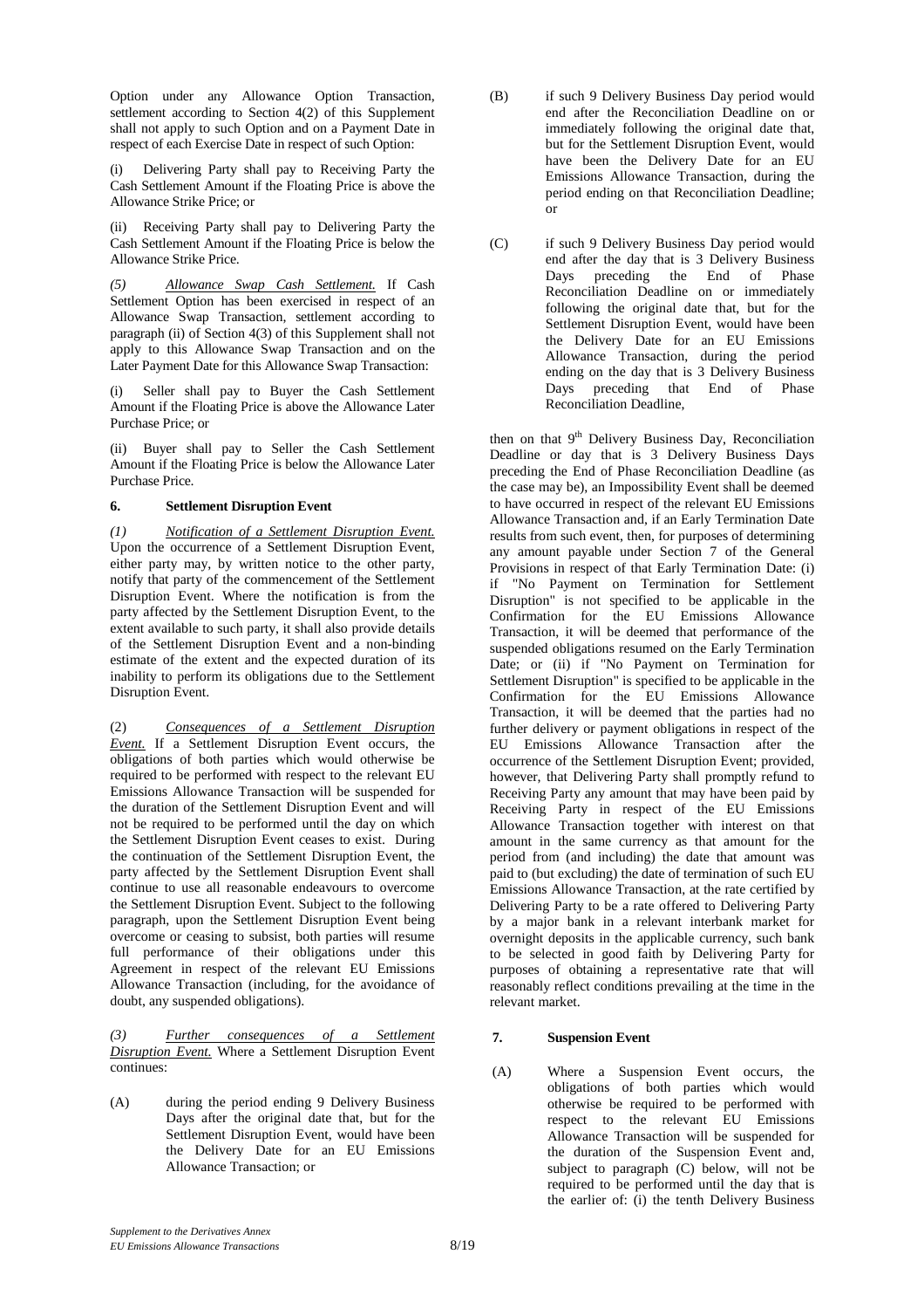Option under any Allowance Option Transaction, settlement according to Section 4(2) of this Supplement shall not apply to such Option and on a Payment Date in respect of each Exercise Date in respect of such Option:

(i) Delivering Party shall pay to Receiving Party the Cash Settlement Amount if the Floating Price is above the Allowance Strike Price; or

(ii) Receiving Party shall pay to Delivering Party the Cash Settlement Amount if the Floating Price is below the Allowance Strike Price.

*(5) Allowance Swap Cash Settlement.* If Cash Settlement Option has been exercised in respect of an Allowance Swap Transaction, settlement according to paragraph (ii) of Section 4(3) of this Supplement shall not apply to this Allowance Swap Transaction and on the Later Payment Date for this Allowance Swap Transaction:

(i) Seller shall pay to Buyer the Cash Settlement Amount if the Floating Price is above the Allowance Later Purchase Price; or

(ii) Buyer shall pay to Seller the Cash Settlement Amount if the Floating Price is below the Allowance Later Purchase Price.

### 6. Settlement Disruption Event

*(1) Notification of a Settlement Disruption Event.* Upon the occurrence of a Settlement Disruption Event, either party may, by written notice to the other party, notify that party of the commencement of the Settlement Disruption Event. Where the notification is from the party affected by the Settlement Disruption Event, to the extent available to such party, it shall also provide details of the Settlement Disruption Event and a non-binding estimate of the extent and the expected duration of its inability to perform its obligations due to the Settlement Disruption Event.

(2) *Consequences of a Settlement Disruption Event.* If a Settlement Disruption Event occurs, the obligations of both parties which would otherwise be required to be performed with respect to the relevant EU Emissions Allowance Transaction will be suspended for the duration of the Settlement Disruption Event and will not be required to be performed until the day on which the Settlement Disruption Event ceases to exist. During the continuation of the Settlement Disruption Event, the party affected by the Settlement Disruption Event shall continue to use all reasonable endeavours to overcome the Settlement Disruption Event. Subject to the following paragraph, upon the Settlement Disruption Event being overcome or ceasing to subsist, both parties will resume full performance of their obligations under this Agreement in respect of the relevant EU Emissions Allowance Transaction (including, for the avoidance of doubt, any suspended obligations).

*(3) Further consequences of a Settlement Disruption Event.* Where a Settlement Disruption Event continues:

(A) during the period ending 9 Delivery Business Days after the original date that, but for the Settlement Disruption Event, would have been the Delivery Date for an EU Emissions Allowance Transaction; or

(B) if such 9 Delivery Business Day period would end after the Reconciliation Deadline on or immediately following the original date that, but for the Settlement Disruption Event, would have been the Delivery Date for an EU Emissions Allowance Transaction, during the period ending on that Reconciliation Deadline; or

(C) if such 9 Delivery Business Day period would end after the day that is 3 Delivery Business Days preceding the End of Phase Reconciliation Deadline on or immediately following the original date that, but for the Settlement Disruption Event, would have been the Delivery Date for an EU Emissions Allowance Transaction, during the period ending on the day that is 3 Delivery Business Days preceding that End of Phase Reconciliation Deadline,

then on that 9th Delivery Business Day, Reconciliation Deadline or day that is 3 Delivery Business Days preceding the End of Phase Reconciliation Deadline (as the case may be), an Impossibility Event shall be deemed to have occurred in respect of the relevant EU Emissions Allowance Transaction and, if an Early Termination Date results from such event, then, for purposes of determining any amount payable under Section 7 of the General Provisions in respect of that Early Termination Date: (i) if "No Payment on Termination for Settlement Disruption" is not specified to be applicable in the Confirmation for the EU Emissions Allowance Transaction, it will be deemed that performance of the suspended obligations resumed on the Early Termination Date; or (ii) if "No Payment on Termination for Settlement Disruption" is specified to be applicable in the Confirmation for the EU Emissions Allowance Transaction, it will be deemed that the parties had no further delivery or payment obligations in respect of the EU Emissions Allowance Transaction after the occurrence of the Settlement Disruption Event; provided, however, that Delivering Party shall promptly refund to Receiving Party any amount that may have been paid by Receiving Party in respect of the EU Emissions Allowance Transaction together with interest on that amount in the same currency as that amount for the period from (and including) the date that amount was paid to (but excluding) the date of termination of such EU Emissions Allowance Transaction, at the rate certified by Delivering Party to be a rate offered to Delivering Party by a major bank in a relevant interbank market for overnight deposits in the applicable currency, such bank to be selected in good faith by Delivering Party for purposes of obtaining a representative rate that will reasonably reflect conditions prevailing at the time in the relevant market.

### 7. Suspension Event

(A) Where a Suspension Event occurs, the obligations of both parties which would otherwise be required to be performed with respect to the relevant EU Emissions Allowance Transaction will be suspended for the duration of the Suspension Event and, subject to paragraph (C) below, will not be required to be performed until the day that is the earlier of: (i) the tenth Delivery Business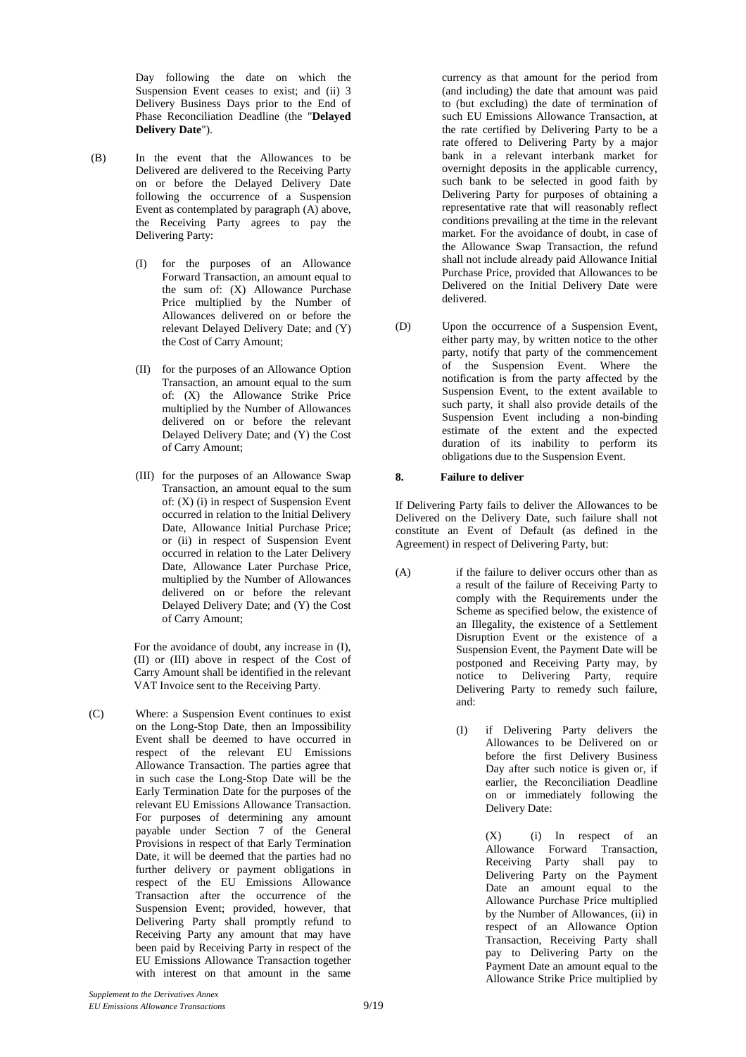Day following the date on which the Suspension Event ceases to exist; and (ii) 3 Delivery Business Days prior to the End of Phase Reconciliation Deadline (the "**Delayed Delivery Date**").

(B) In the event that the Allowances to be Delivered are delivered to the Receiving Party on or before the Delayed Delivery Date following the occurrence of a Suspension Event as contemplated by paragraph (A) above, the Receiving Party agrees to pay the Delivering Party:

(I) for the purposes of an Allowance Forward Transaction, an amount equal to the sum of: (X) Allowance Purchase Price multiplied by the Number of Allowances delivered on or before the relevant Delayed Delivery Date; and (Y) the Cost of Carry Amount;

(II) for the purposes of an Allowance Option Transaction, an amount equal to the sum of: (X) the Allowance Strike Price multiplied by the Number of Allowances delivered on or before the relevant Delayed Delivery Date; and (Y) the Cost of Carry Amount;

(III) for the purposes of an Allowance Swap Transaction, an amount equal to the sum of: (X) (i) in respect of Suspension Event occurred in relation to the Initial Delivery Date, Allowance Initial Purchase Price; or (ii) in respect of Suspension Event occurred in relation to the Later Delivery Date, Allowance Later Purchase Price, multiplied by the Number of Allowances delivered on or before the relevant Delayed Delivery Date; and (Y) the Cost of Carry Amount;

For the avoidance of doubt, any increase in (I), (II) or (III) above in respect of the Cost of Carry Amount shall be identified in the relevant VAT Invoice sent to the Receiving Party.

(C) Where: a Suspension Event continues to exist on the Long-Stop Date, then an Impossibility Event shall be deemed to have occurred in respect of the relevant EU Emissions Allowance Transaction. The parties agree that in such case the Long-Stop Date will be the Early Termination Date for the purposes of the relevant EU Emissions Allowance Transaction. For purposes of determining any amount payable under Section 7 of the General Provisions in respect of that Early Termination Date, it will be deemed that the parties had no further delivery or payment obligations in respect of the EU Emissions Allowance Transaction after the occurrence of the Suspension Event; provided, however, that Delivering Party shall promptly refund to Receiving Party any amount that may have been paid by Receiving Party in respect of the EU Emissions Allowance Transaction together with interest on that amount in the same currency as that amount for the period from (and including) the date that amount was paid to (but excluding) the date of termination of such EU Emissions Allowance Transaction, at the rate certified by Delivering Party to be a rate offered to Delivering Party by a major bank in a relevant interbank market for overnight deposits in the applicable currency, such bank to be selected in good faith by Delivering Party for purposes of obtaining a representative rate that will reasonably reflect conditions prevailing at the time in the relevant market. For the avoidance of doubt, in case of the Allowance Swap Transaction, the refund shall not include already paid Allowance Initial Purchase Price, provided that Allowances to be Delivered on the Initial Delivery Date were delivered.

(D) Upon the occurrence of a Suspension Event, either party may, by written notice to the other party, notify that party of the commencement of the Suspension Event. Where the notification is from the party affected by the Suspension Event, to the extent available to such party, it shall also provide details of the Suspension Event including a non-binding estimate of the extent and the expected duration of its inability to perform its obligations due to the Suspension Event.

## 8. Failure to deliver

If Delivering Party fails to deliver the Allowances to be Delivered on the Delivery Date, such failure shall not constitute an Event of Default (as defined in the Agreement) in respect of Delivering Party, but:

(A) if the failure to deliver occurs other than as a result of the failure of Receiving Party to comply with the Requirements under the Scheme as specified below, the existence of an Illegality, the existence of a Settlement Disruption Event or the existence of a Suspension Event, the Payment Date will be postponed and Receiving Party may, by notice to Delivering Party, require Delivering Party to remedy such failure, and:

(I) if Delivering Party delivers the Allowances to be Delivered on or before the first Delivery Business Day after such notice is given or, if earlier, the Reconciliation Deadline on or immediately following the Delivery Date:

(X) (i) In respect of an Allowance Forward Transaction, Receiving Party shall pay to Delivering Party on the Payment Date an amount equal to the Allowance Purchase Price multiplied by the Number of Allowances, (ii) in respect of an Allowance Option Transaction, Receiving Party shall pay to Delivering Party on the Payment Date an amount equal to the Allowance Strike Price multiplied by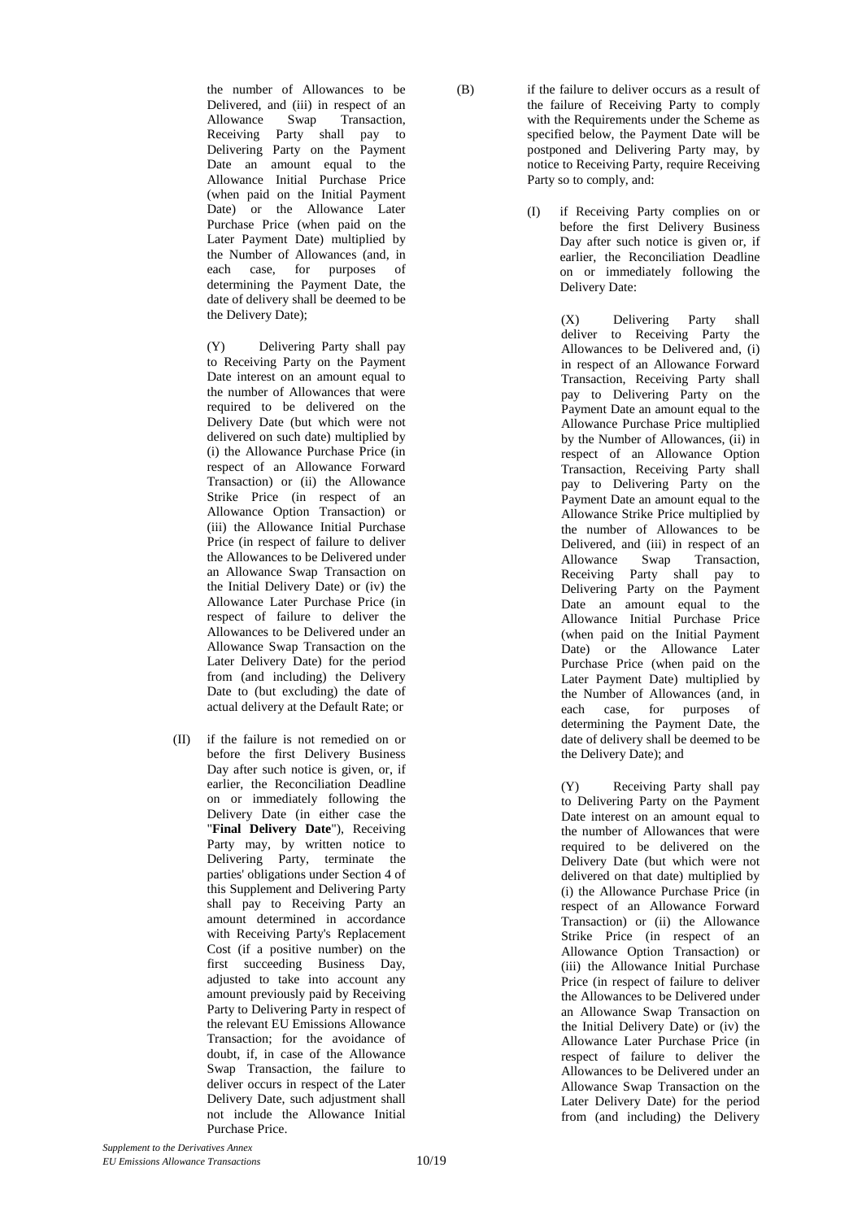the number of Allowances to be Delivered, and (iii) in respect of an Allowance Swap Transaction, Receiving Party shall pay to Delivering Party on the Payment Date an amount equal to the Allowance Initial Purchase Price (when paid on the Initial Payment Date) or the Allowance Later Purchase Price (when paid on the Later Payment Date) multiplied by the Number of Allowances (and, in each case, for purposes of determining the Payment Date, the date of delivery shall be deemed to be the Delivery Date);

(Y) Delivering Party shall pay to Receiving Party on the Payment Date interest on an amount equal to the number of Allowances that were required to be delivered on the Delivery Date (but which were not delivered on such date) multiplied by (i) the Allowance Purchase Price (in respect of an Allowance Forward Transaction) or (ii) the Allowance Strike Price (in respect of an Allowance Option Transaction) or (iii) the Allowance Initial Purchase Price (in respect of failure to deliver the Allowances to be Delivered under an Allowance Swap Transaction on the Initial Delivery Date) or (iv) the Allowance Later Purchase Price (in respect of failure to deliver the Allowances to be Delivered under an Allowance Swap Transaction on the Later Delivery Date) for the period from (and including) the Delivery Date to (but excluding) the date of actual delivery at the Default Rate; or

(II) if the failure is not remedied on or before the first Delivery Business Day after such notice is given, or, if earlier, the Reconciliation Deadline on or immediately following the Delivery Date (in either case the "**Final Delivery Date**"), Receiving Party may, by written notice to Delivering Party, terminate the parties' obligations under Section 4 of this Supplement and Delivering Party shall pay to Receiving Party an amount determined in accordance with Receiving Party's Replacement Cost (if a positive number) on the first succeeding Business Day, adjusted to take into account any amount previously paid by Receiving Party to Delivering Party in respect of the relevant EU Emissions Allowance Transaction; for the avoidance of doubt, if, in case of the Allowance Swap Transaction, the failure to deliver occurs in respect of the Later Delivery Date, such adjustment shall not include the Allowance Initial Purchase Price.

(B) if the failure to deliver occurs as a result of the failure of Receiving Party to comply with the Requirements under the Scheme as specified below, the Payment Date will be postponed and Delivering Party may, by notice to Receiving Party, require Receiving Party so to comply, and:

(I) if Receiving Party complies on or before the first Delivery Business Day after such notice is given or, if earlier, the Reconciliation Deadline on or immediately following the Delivery Date:

(X) Delivering Party shall deliver to Receiving Party the Allowances to be Delivered and, (i) in respect of an Allowance Forward Transaction, Receiving Party shall pay to Delivering Party on the Payment Date an amount equal to the Allowance Purchase Price multiplied by the Number of Allowances, (ii) in respect of an Allowance Option Transaction, Receiving Party shall pay to Delivering Party on the Payment Date an amount equal to the Allowance Strike Price multiplied by the number of Allowances to be Delivered, and (iii) in respect of an Allowance Swap Transaction, Receiving Party shall pay to Delivering Party on the Payment Date an amount equal to the Allowance Initial Purchase Price (when paid on the Initial Payment Date) or the Allowance Later Purchase Price (when paid on the Later Payment Date) multiplied by the Number of Allowances (and, in each case, for purposes of determining the Payment Date, the date of delivery shall be deemed to be the Delivery Date); and

(Y) Receiving Party shall pay to Delivering Party on the Payment Date interest on an amount equal to the number of Allowances that were required to be delivered on the Delivery Date (but which were not delivered on that date) multiplied by (i) the Allowance Purchase Price (in respect of an Allowance Forward Transaction) or (ii) the Allowance Strike Price (in respect of an Allowance Option Transaction) or (iii) the Allowance Initial Purchase Price (in respect of failure to deliver the Allowances to be Delivered under an Allowance Swap Transaction on the Initial Delivery Date) or (iv) the Allowance Later Purchase Price (in respect of failure to deliver the Allowances to be Delivered under an Allowance Swap Transaction on the Later Delivery Date) for the period from (and including) the Delivery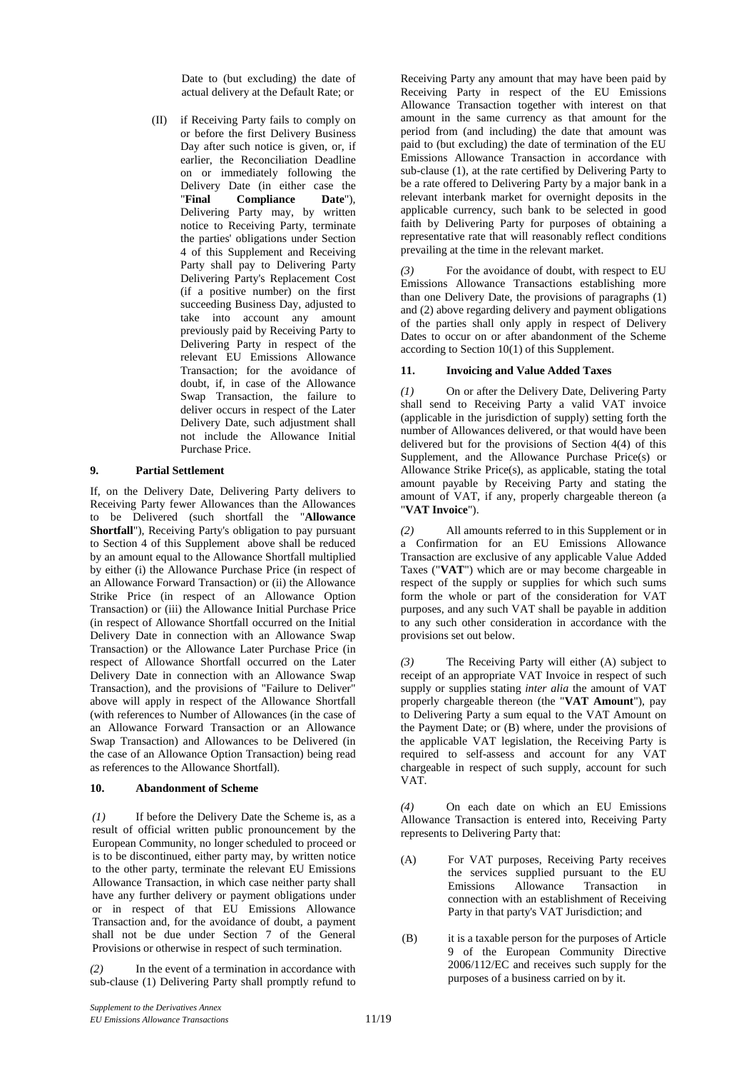Date to (but excluding) the date of actual delivery at the Default Rate; or

(II) if Receiving Party fails to comply on or before the first Delivery Business Day after such notice is given, or, if earlier, the Reconciliation Deadline on or immediately following the Delivery Date (in either case the "**Final Compliance Date**"), Delivering Party may, by written notice to Receiving Party, terminate the parties' obligations under Section 4 of this Supplement and Receiving Party shall pay to Delivering Party Delivering Party's Replacement Cost (if a positive number) on the first succeeding Business Day, adjusted to take into account any amount previously paid by Receiving Party to Delivering Party in respect of the relevant EU Emissions Allowance Transaction; for the avoidance of doubt, if, in case of the Allowance Swap Transaction, the failure to deliver occurs in respect of the Later Delivery Date, such adjustment shall not include the Allowance Initial Purchase Price.

## 9. Partial Settlement

If, on the Delivery Date, Delivering Party delivers to Receiving Party fewer Allowances than the Allowances to be Delivered (such shortfall the "**Allowance Shortfall**"), Receiving Party's obligation to pay pursuant to Section 4 of this Supplement above shall be reduced by an amount equal to the Allowance Shortfall multiplied by either (i) the Allowance Purchase Price (in respect of an Allowance Forward Transaction) or (ii) the Allowance Strike Price (in respect of an Allowance Option Transaction) or (iii) the Allowance Initial Purchase Price (in respect of Allowance Shortfall occurred on the Initial Delivery Date in connection with an Allowance Swap Transaction) or the Allowance Later Purchase Price (in respect of Allowance Shortfall occurred on the Later Delivery Date in connection with an Allowance Swap Transaction), and the provisions of "Failure to Deliver" above will apply in respect of the Allowance Shortfall (with references to Number of Allowances (in the case of an Allowance Forward Transaction or an Allowance Swap Transaction) and Allowances to be Delivered (in the case of an Allowance Option Transaction) being read as references to the Allowance Shortfall).

## 10. Abandonment of Scheme

*(1)* If before the Delivery Date the Scheme is, as a result of official written public pronouncement by the European Community, no longer scheduled to proceed or is to be discontinued, either party may, by written notice to the other party, terminate the relevant EU Emissions Allowance Transaction, in which case neither party shall have any further delivery or payment obligations under or in respect of that EU Emissions Allowance Transaction and, for the avoidance of doubt, a payment shall not be due under Section 7 of the General Provisions or otherwise in respect of such termination.

*(2)* In the event of a termination in accordance with sub-clause (1) Delivering Party shall promptly refund to Receiving Party any amount that may have been paid by Receiving Party in respect of the EU Emissions Allowance Transaction together with interest on that amount in the same currency as that amount for the period from (and including) the date that amount was paid to (but excluding) the date of termination of the EU Emissions Allowance Transaction in accordance with sub-clause (1), at the rate certified by Delivering Party to be a rate offered to Delivering Party by a major bank in a relevant interbank market for overnight deposits in the applicable currency, such bank to be selected in good faith by Delivering Party for purposes of obtaining a representative rate that will reasonably reflect conditions prevailing at the time in the relevant market.

*(3)* For the avoidance of doubt, with respect to EU Emissions Allowance Transactions establishing more than one Delivery Date, the provisions of paragraphs (1) and (2) above regarding delivery and payment obligations of the parties shall only apply in respect of Delivery Dates to occur on or after abandonment of the Scheme according to Section 10(1) of this Supplement.

## 11. Invoicing and Value Added Taxes

*(1)* On or after the Delivery Date, Delivering Party shall send to Receiving Party a valid VAT invoice (applicable in the jurisdiction of supply) setting forth the number of Allowances delivered, or that would have been delivered but for the provisions of Section 4(4) of this Supplement, and the Allowance Purchase Price(s) or Allowance Strike Price(s), as applicable, stating the total amount payable by Receiving Party and stating the amount of VAT, if any, properly chargeable thereon (a "**VAT Invoice**").

*(2)* All amounts referred to in this Supplement or in a Confirmation for an EU Emissions Allowance Transaction are exclusive of any applicable Value Added Taxes ("**VAT**") which are or may become chargeable in respect of the supply or supplies for which such sums form the whole or part of the consideration for VAT purposes, and any such VAT shall be payable in addition to any such other consideration in accordance with the provisions set out below.

*(3)* The Receiving Party will either (A) subject to receipt of an appropriate VAT Invoice in respect of such supply or supplies stating *inter alia* the amount of VAT properly chargeable thereon (the "**VAT Amount**"), pay to Delivering Party a sum equal to the VAT Amount on the Payment Date; or (B) where, under the provisions of the applicable VAT legislation, the Receiving Party is required to self-assess and account for any VAT chargeable in respect of such supply, account for such VAT.

*(4)* On each date on which an EU Emissions Allowance Transaction is entered into, Receiving Party represents to Delivering Party that:

(A) For VAT purposes, Receiving Party receives the services supplied pursuant to the EU Emissions Allowance Transaction in connection with an establishment of Receiving Party in that party's VAT Jurisdiction; and

(B) it is a taxable person for the purposes of Article 9 of the European Community Directive 2006/112/EC and receives such supply for the purposes of a business carried on by it.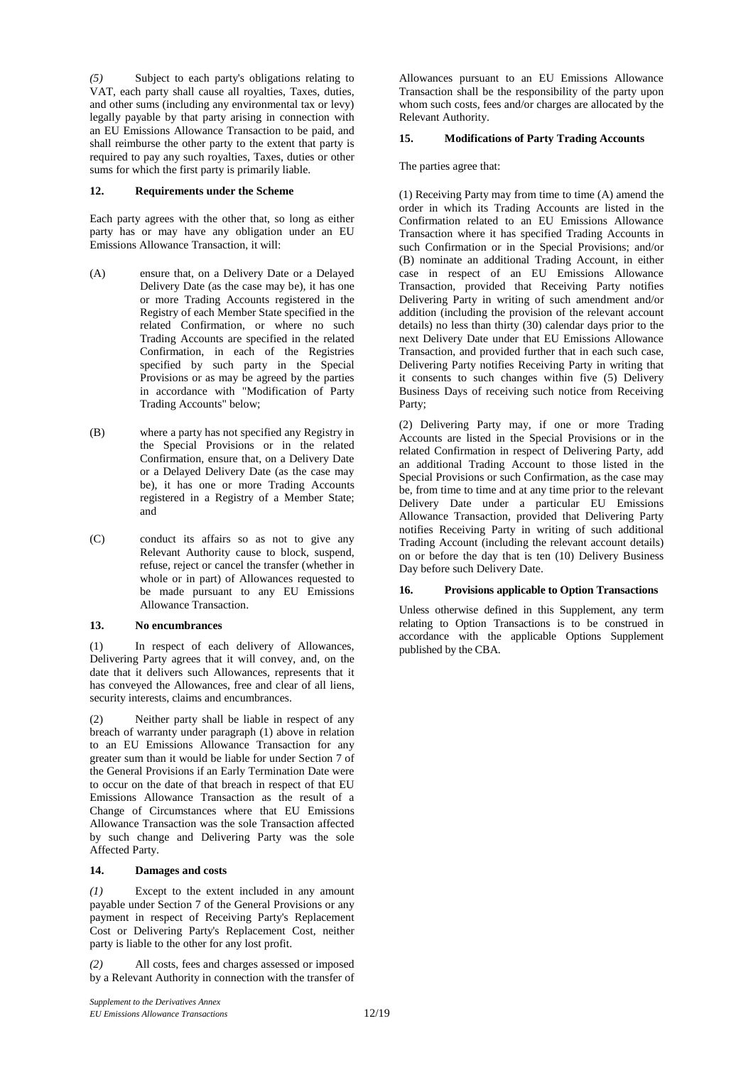*(5)* Subject to each party's obligations relating to VAT, each party shall cause all royalties, Taxes, duties, and other sums (including any environmental tax or levy) legally payable by that party arising in connection with an EU Emissions Allowance Transaction to be paid, and shall reimburse the other party to the extent that party is required to pay any such royalties, Taxes, duties or other sums for which the first party is primarily liable.

### 12. Requirements under the Scheme

Each party agrees with the other that, so long as either party has or may have any obligation under an EU Emissions Allowance Transaction, it will:

(A) ensure that, on a Delivery Date or a Delayed Delivery Date (as the case may be), it has one or more Trading Accounts registered in the Registry of each Member State specified in the related Confirmation, or where no such Trading Accounts are specified in the related Confirmation, in each of the Registries specified by such party in the Special Provisions or as may be agreed by the parties in accordance with "Modification of Party Trading Accounts" below;

(B) where a party has not specified any Registry in the Special Provisions or in the related Confirmation, ensure that, on a Delivery Date or a Delayed Delivery Date (as the case may be), it has one or more Trading Accounts registered in a Registry of a Member State; and

(C) conduct its affairs so as not to give any Relevant Authority cause to block, suspend, refuse, reject or cancel the transfer (whether in whole or in part) of Allowances requested to be made pursuant to any EU Emissions Allowance Transaction.

### 13. No encumbrances

(1) In respect of each delivery of Allowances, Delivering Party agrees that it will convey, and, on the date that it delivers such Allowances, represents that it has conveyed the Allowances, free and clear of all liens, security interests, claims and encumbrances.

(2) Neither party shall be liable in respect of any breach of warranty under paragraph (1) above in relation to an EU Emissions Allowance Transaction for any greater sum than it would be liable for under Section 7 of the General Provisions if an Early Termination Date were to occur on the date of that breach in respect of that EU Emissions Allowance Transaction as the result of a Change of Circumstances where that EU Emissions Allowance Transaction was the sole Transaction affected by such change and Delivering Party was the sole Affected Party.

### 14. Damages and costs

*(1)* Except to the extent included in any amount payable under Section 7 of the General Provisions or any payment in respect of Receiving Party's Replacement Cost or Delivering Party's Replacement Cost, neither party is liable to the other for any lost profit.

*(2)* All costs, fees and charges assessed or imposed by a Relevant Authority in connection with the transfer of Allowances pursuant to an EU Emissions Allowance Transaction shall be the responsibility of the party upon whom such costs, fees and/or charges are allocated by the Relevant Authority.

### 15. Modifications of Party Trading Accounts

The parties agree that:

(1) Receiving Party may from time to time (A) amend the order in which its Trading Accounts are listed in the Confirmation related to an EU Emissions Allowance Transaction where it has specified Trading Accounts in such Confirmation or in the Special Provisions; and/or (B) nominate an additional Trading Account, in either case in respect of an EU Emissions Allowance Transaction, provided that Receiving Party notifies Delivering Party in writing of such amendment and/or addition (including the provision of the relevant account details) no less than thirty (30) calendar days prior to the next Delivery Date under that EU Emissions Allowance Transaction, and provided further that in each such case, Delivering Party notifies Receiving Party in writing that it consents to such changes within five (5) Delivery Business Days of receiving such notice from Receiving Party;

(2) Delivering Party may, if one or more Trading Accounts are listed in the Special Provisions or in the related Confirmation in respect of Delivering Party, add an additional Trading Account to those listed in the Special Provisions or such Confirmation, as the case may be, from time to time and at any time prior to the relevant Delivery Date under a particular EU Emissions Allowance Transaction, provided that Delivering Party notifies Receiving Party in writing of such additional Trading Account (including the relevant account details) on or before the day that is ten (10) Delivery Business Day before such Delivery Date.

### 16. Provisions applicable to Option Transactions

Unless otherwise defined in this Supplement, any term relating to Option Transactions is to be construed in accordance with the applicable Options Supplement published by the CBA.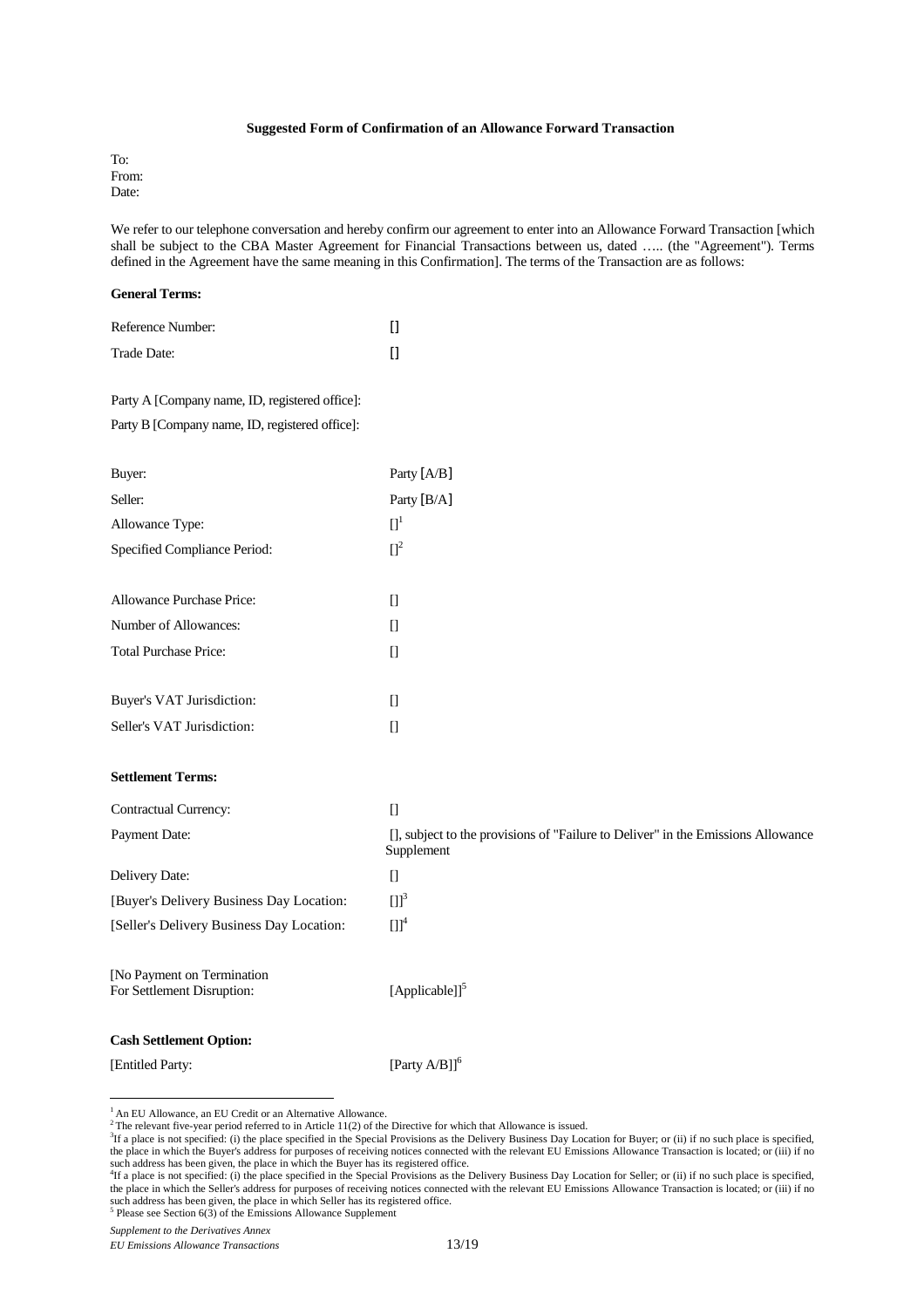**Suggested Form of Confirmation of an Allowance Forward Transaction**

To:
From:
Date:

We refer to our telephone conversation and hereby confirm our agreement to enter into an Allowance Forward Transaction [which shall be subject to the CBA Master Agreement for Financial Transactions between us, dated ….. (the "Agreement"). Terms defined in the Agreement have the same meaning in this Confirmation]. The terms of the Transaction are as follows:

**General Terms:**

| | |
|---|---|
| Reference Number: | [] |
| Trade Date: | [] |

Party A [Company name, ID, registered office]:

Party B [Company name, ID, registered office]:

| | |
|---|---|
| Buyer: | Party [A/B] |
| Seller: | Party [B/A] |
| Allowance Type: | [][1] |
| Specified Compliance Period: | [][2] |
| Allowance Purchase Price: | [] |
| Number of Allowances: | [] |
| Total Purchase Price: | [] |
| Buyer's VAT Jurisdiction: | [] |
| Seller's VAT Jurisdiction: | [] |

**Settlement Terms:**

| | |
|---|---|
| Contractual Currency: | [] |
| Payment Date: | [], subject to the provisions of "Failure to Deliver" in the Emissions Allowance Supplement |
| Delivery Date: | [] |
| [Buyer's Delivery Business Day Location: | []][3] |
| [Seller's Delivery Business Day Location: | []][4] |
| [No Payment on Termination For Settlement Disruption: | [Applicable]][5] |

**Cash Settlement Option:**

| | |
|---|---|
| [Entitled Party: | [Party A/B]][6] |

---

[1] An EU Allowance, an EU Credit or an Alternative Allowance.

[2] The relevant five-year period referred to in Article 11(2) of the Directive for which that Allowance is issued.

[3] If a place is not specified: (i) the place specified in the Special Provisions as the Delivery Business Day Location for Buyer; or (ii) if no such place is specified, the place in which the Buyer's address for purposes of receiving notices connected with the relevant EU Emissions Allowance Transaction is located; or (iii) if no such address has been given, the place in which the Buyer has its registered office.

[4] If a place is not specified: (i) the place specified in the Special Provisions as the Delivery Business Day Location for Seller; or (ii) if no such place is specified, the place in which the Seller's address for purposes of receiving notices connected with the relevant EU Emissions Allowance Transaction is located; or (iii) if no such address has been given, the place in which Seller has its registered office.

[5] Please see Section 6(3) of the Emissions Allowance Supplement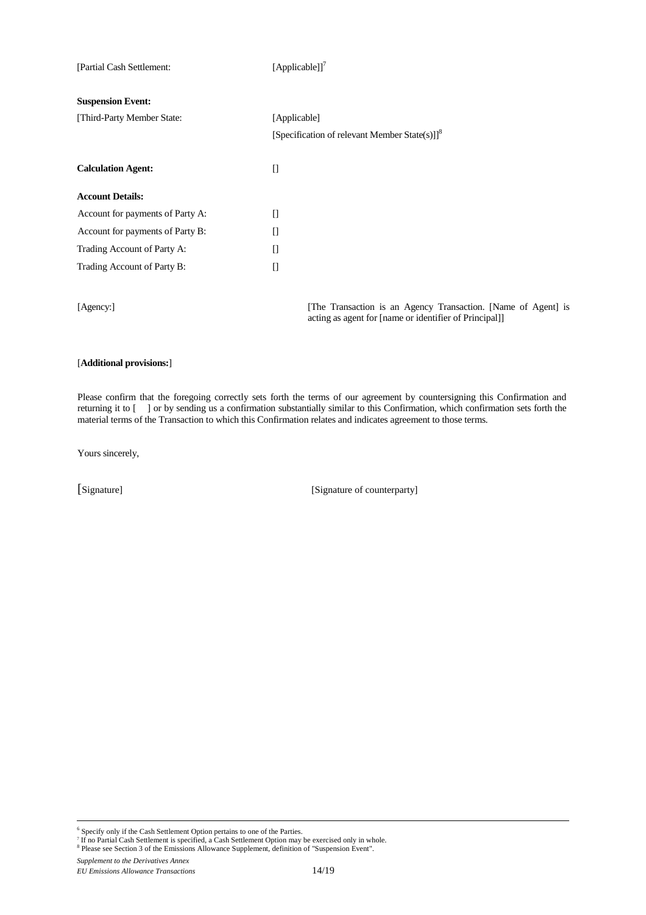| | |
|---|---|
| [Partial Cash Settlement: | [Applicable]][7] |
| **Suspension Event:** | |
| [Third-Party Member State: | [Applicable] |
| | [Specification of relevant Member State(s)]][8] |
| **Calculation Agent:** | [] |
| **Account Details:** | |
| Account for payments of Party A: | [] |
| Account for payments of Party B: | [] |
| Trading Account of Party A: | [] |
| Trading Account of Party B: | [] |
| [Agency:] | [The Transaction is an Agency Transaction. [Name of Agent] is acting as agent for [name or identifier of Principal]] |

[**Additional provisions:**]

Please confirm that the foregoing correctly sets forth the terms of our agreement by countersigning this Confirmation and returning it to [ ] or by sending us a confirmation substantially similar to this Confirmation, which confirmation sets forth the material terms of the Transaction to which this Confirmation relates and indicates agreement to those terms.

Yours sincerely,

[Signature] [Signature of counterparty]

---

[6] Specify only if the Cash Settlement Option pertains to one of the Parties.

[7] If no Partial Cash Settlement is specified, a Cash Settlement Option may be exercised only in whole.

[8] Please see Section 3 of the Emissions Allowance Supplement, definition of "Suspension Event".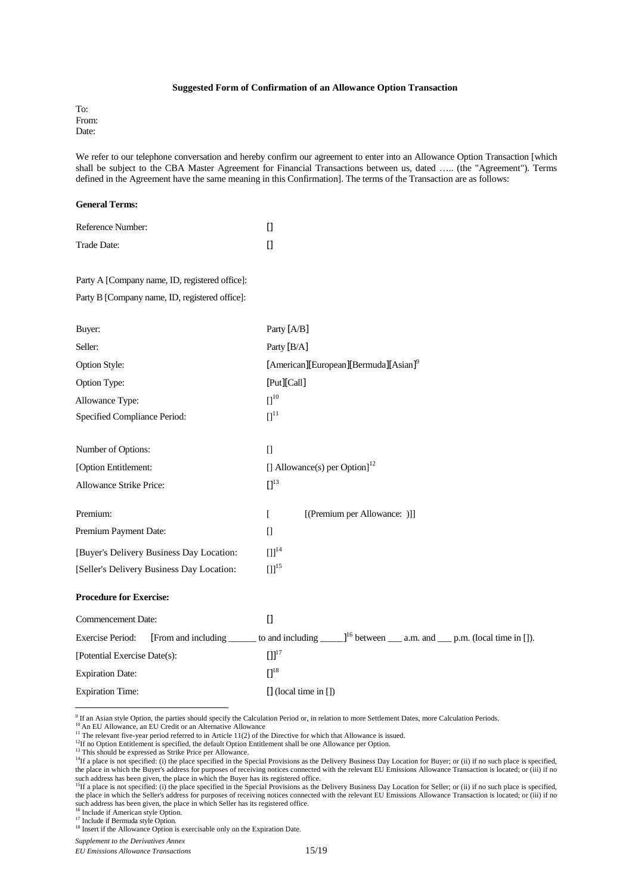**Suggested Form of Confirmation of an Allowance Option Transaction**

To:
From:
Date:

We refer to our telephone conversation and hereby confirm our agreement to enter into an Allowance Option Transaction [which shall be subject to the CBA Master Agreement for Financial Transactions between us, dated ….. (the "Agreement"). Terms defined in the Agreement have the same meaning in this Confirmation]. The terms of the Transaction are as follows:

**General Terms:**

| | |
|---|---|
| Reference Number: | [] |
| Trade Date: | [] |

Party A [Company name, ID, registered office]:

Party B [Company name, ID, registered office]:

| | |
|---|---|
| Buyer: | Party [A/B] |
| Seller: | Party [B/A] |
| Option Style: | [American][European][Bermuda][Asian][9] |
| Option Type: | [Put][Call] |
| Allowance Type: | [][10] |
| Specified Compliance Period: | [][11] |
| Number of Options: | [] |
| [Option Entitlement: | [] Allowance(s) per Option][12] |
| Allowance Strike Price: | [][13] |
| Premium: | [ [(Premium per Allowance: )]] |
| Premium Payment Date: | [] |
| [Buyer's Delivery Business Day Location: | []][14] |
| [Seller's Delivery Business Day Location: | []][15] |

**Procedure for Exercise:**

| | |
|---|---|
| Commencement Date: | [] |
| Exercise Period: | [From and including ______ to and including _____][16] between ___ a.m. and ___ p.m. (local time in []). |
| [Potential Exercise Date(s): | []][17] |
| Expiration Date: | [][18] |
| Expiration Time: | [] (local time in []) |

---

[9] If an Asian style Option, the parties should specify the Calculation Period or, in relation to more Settlement Dates, more Calculation Periods.

[10] An EU Allowance, an EU Credit or an Alternative Allowance

[11] The relevant five-year period referred to in Article 11(2) of the Directive for which that Allowance is issued.

[12] If no Option Entitlement is specified, the default Option Entitlement shall be one Allowance per Option.

[13] This should be expressed as Strike Price per Allowance.

[14] If a place is not specified: (i) the place specified in the Special Provisions as the Delivery Business Day Location for Buyer; or (ii) if no such place is specified, the place in which the Buyer's address for purposes of receiving notices connected with the relevant EU Emissions Allowance Transaction is located; or (iii) if no such address has been given, the place in which the Buyer has its registered office.

[15] If a place is not specified: (i) the place specified in the Special Provisions as the Delivery Business Day Location for Seller; or (ii) if no such place is specified, the place in which the Seller's address for purposes of receiving notices connected with the relevant EU Emissions Allowance Transaction is located; or (iii) if no such address has been given, the place in which Seller has its registered office.

[16] Include if American style Option.

[17] Include if Bermuda style Option.

[18] Insert if the Allowance Option is exercisable only on the Expiration Date.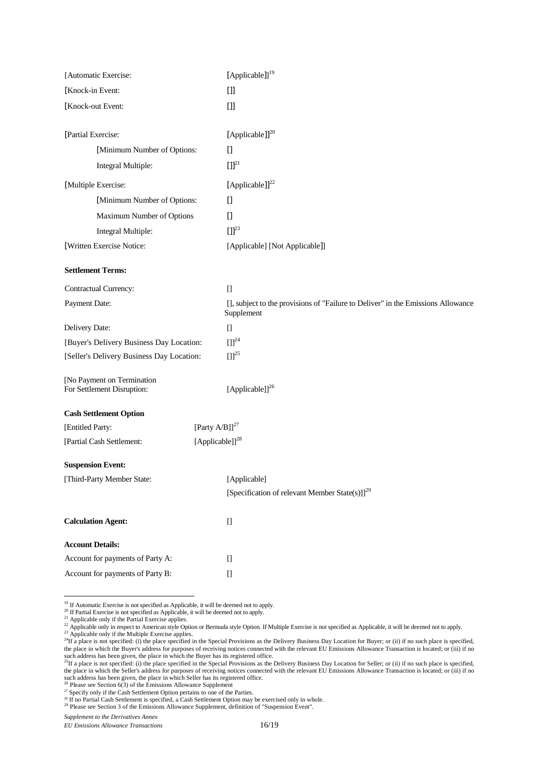| | |
|---|---|
| [Automatic Exercise: | [Applicable]][19] |
| [Knock-in Event: | []] |
| [Knock-out Event: | []] |
| [Partial Exercise: | [Applicable]][20] |
| [Minimum Number of Options: | [] |
| Integral Multiple: | []][21] |
| [Multiple Exercise: | [Applicable]][22] |
| [Minimum Number of Options: | [] |
| Maximum Number of Options | [] |
| Integral Multiple: | []][23] |
| [Written Exercise Notice: | [Applicable] [Not Applicable]] |

**Settlement Terms:**

| | |
|---|---|
| Contractual Currency: | [] |
| Payment Date: | [], subject to the provisions of "Failure to Deliver" in the Emissions Allowance Supplement |
| Delivery Date: | [] |
| [Buyer's Delivery Business Day Location: | []][24] |
| [Seller's Delivery Business Day Location: | []][25] |
| [No Payment on Termination For Settlement Disruption: | [Applicable]][26] |

**Cash Settlement Option**

| | |
|---|---|
| [Entitled Party: | [Party A/B]][27] |
| [Partial Cash Settlement: | [Applicable]][28] |

**Suspension Event:**

| | |
|---|---|
| [Third-Party Member State: | [Applicable] |
| | [Specification of relevant Member State(s)]][29] |

| | |
|---|---|
| **Calculation Agent:** | [] |

**Account Details:**

| | |
|---|---|
| Account for payments of Party A: | [] |
| Account for payments of Party B: | [] |

---

[19] If Automatic Exercise is not specified as Applicable, it will be deemed not to apply.
[20] If Partial Exercise is not specified as Applicable, it will be deemed not to apply.
[21] Applicable only if the Partial Exercise applies.
[22] Applicable only in respect to American style Option or Bermuda style Option. If Multiple Exercise is not specified as Applicable, it will be deemed not to apply.
[23] Applicable only if the Multiple Exercise applies.
[24] If a place is not specified: (i) the place specified in the Special Provisions as the Delivery Business Day Location for Buyer; or (ii) if no such place is specified, the place in which the Buyer's address for purposes of receiving notices connected with the relevant EU Emissions Allowance Transaction is located; or (iii) if no such address has been given, the place in which the Buyer has its registered office.
[25] If a place is not specified: (i) the place specified in the Special Provisions as the Delivery Business Day Location for Seller; or (ii) if no such place is specified, the place in which the Seller's address for purposes of receiving notices connected with the relevant EU Emissions Allowance Transaction is located; or (iii) if no such address has been given, the place in which Seller has its registered office.
[26] Please see Section 6(3) of the Emissions Allowance Supplement
[27] Specify only if the Cash Settlement Option pertains to one of the Parties.
[28] If no Partial Cash Settlement is specified, a Cash Settlement Option may be exercised only in whole.
[29] Please see Section 3 of the Emissions Allowance Supplement, definition of "Suspension Event".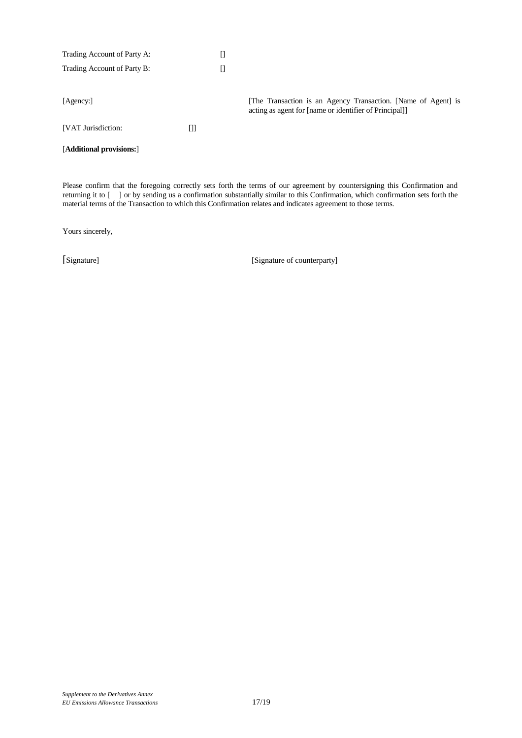Trading Account of Party A: []

Trading Account of Party B: []

[Agency:] [The Transaction is an Agency Transaction. [Name of Agent] is acting as agent for [name or identifier of Principal]]

[VAT Jurisdiction: []]

[**Additional provisions:**]

Please confirm that the foregoing correctly sets forth the terms of our agreement by countersigning this Confirmation and returning it to [ ] or by sending us a confirmation substantially similar to this Confirmation, which confirmation sets forth the material terms of the Transaction to which this Confirmation relates and indicates agreement to those terms.

Yours sincerely,

[Signature] [Signature of counterparty]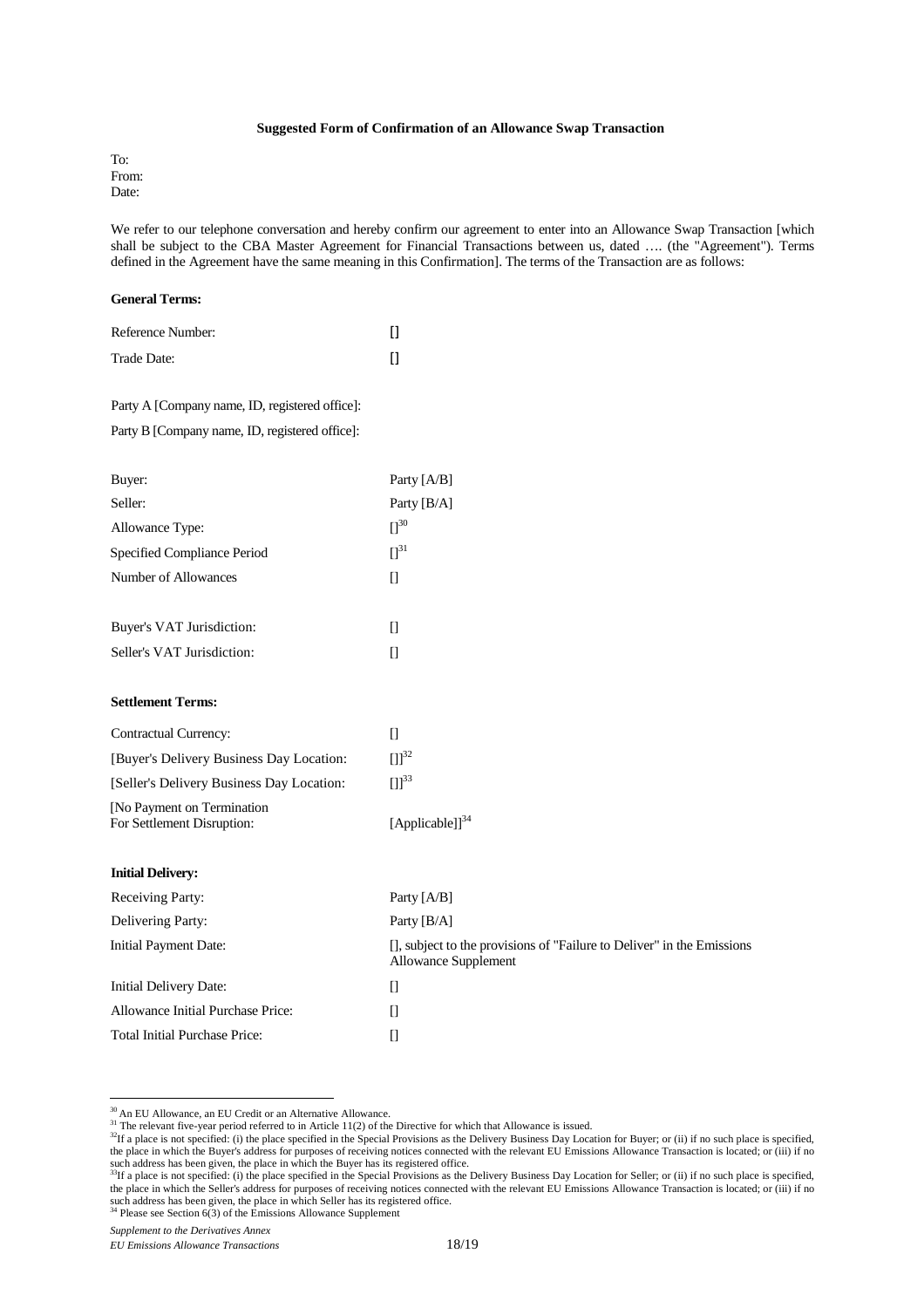**Suggested Form of Confirmation of an Allowance Swap Transaction**

To:
From:
Date:

We refer to our telephone conversation and hereby confirm our agreement to enter into an Allowance Swap Transaction [which shall be subject to the CBA Master Agreement for Financial Transactions between us, dated …. (the "Agreement"). Terms defined in the Agreement have the same meaning in this Confirmation]. The terms of the Transaction are as follows:

**General Terms:**

| | |
|---|---|
| Reference Number: | [] |
| Trade Date: | [] |

Party A [Company name, ID, registered office]:

Party B [Company name, ID, registered office]:

| | |
|---|---|
| Buyer: | Party [A/B] |
| Seller: | Party [B/A] |
| Allowance Type: | [][30] |
| Specified Compliance Period | [][31] |
| Number of Allowances | [] |
| Buyer's VAT Jurisdiction: | [] |
| Seller's VAT Jurisdiction: | [] |

**Settlement Terms:**

| | |
|---|---|
| Contractual Currency: | [] |
| [Buyer's Delivery Business Day Location: | []][32] |
| [Seller's Delivery Business Day Location: | []][33] |
| [No Payment on Termination For Settlement Disruption: | [Applicable]][34] |

**Initial Delivery:**

| | |
|---|---|
| Receiving Party: | Party [A/B] |
| Delivering Party: | Party [B/A] |
| Initial Payment Date: | [], subject to the provisions of "Failure to Deliver" in the Emissions Allowance Supplement |
| Initial Delivery Date: | [] |
| Allowance Initial Purchase Price: | [] |
| Total Initial Purchase Price: | [] |

---

[30] An EU Allowance, an EU Credit or an Alternative Allowance.

[31] The relevant five-year period referred to in Article 11(2) of the Directive for which that Allowance is issued.

[32] If a place is not specified: (i) the place specified in the Special Provisions as the Delivery Business Day Location for Buyer; or (ii) if no such place is specified, the place in which the Buyer's address for purposes of receiving notices connected with the relevant EU Emissions Allowance Transaction is located; or (iii) if no such address has been given, the place in which the Buyer has its registered office.

[33] If a place is not specified: (i) the place specified in the Special Provisions as the Delivery Business Day Location for Seller; or (ii) if no such place is specified, the place in which the Seller's address for purposes of receiving notices connected with the relevant EU Emissions Allowance Transaction is located; or (iii) if no such address has been given, the place in which Seller has its registered office.

[34] Please see Section 6(3) of the Emissions Allowance Supplement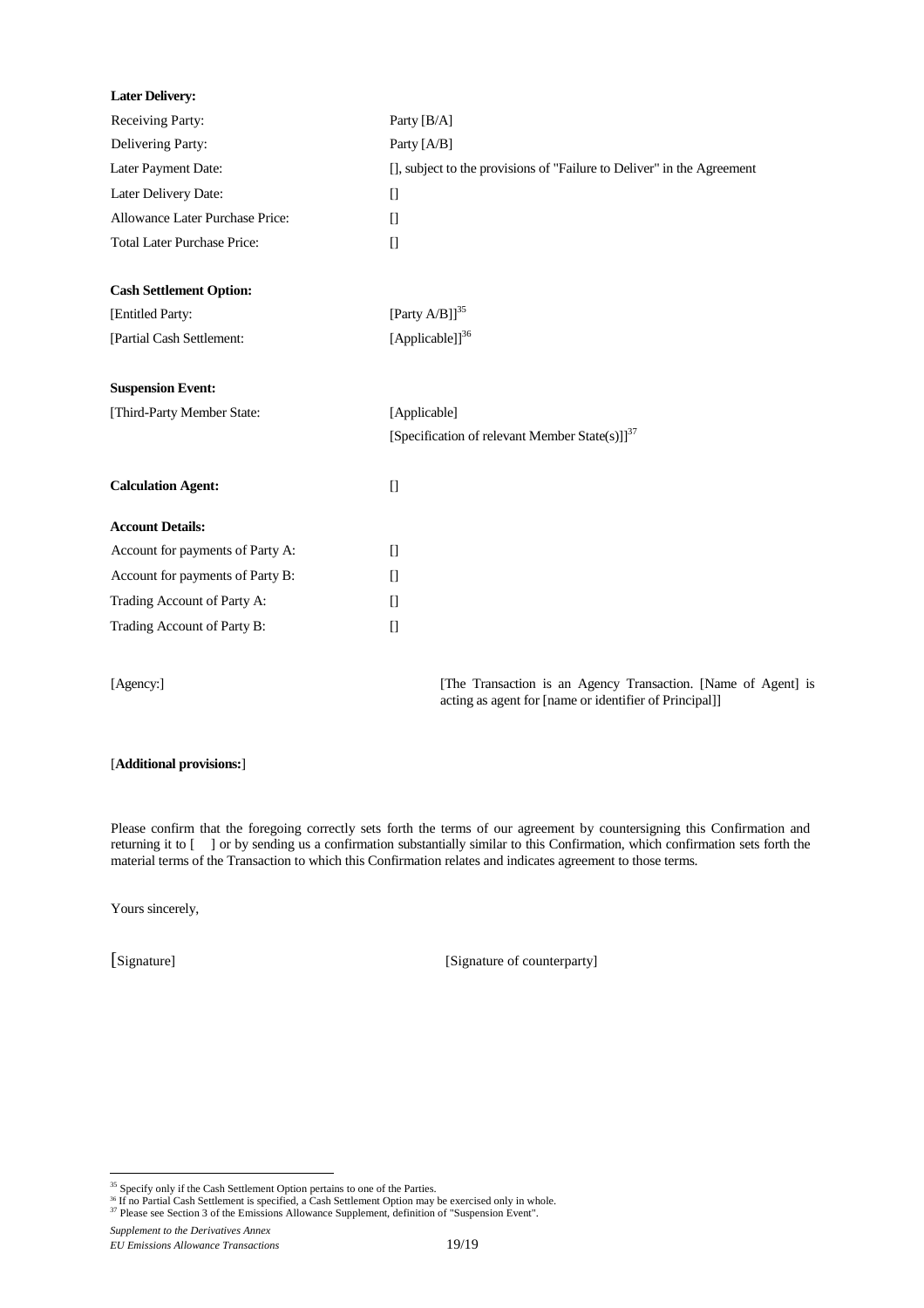**Later Delivery:**

| | |
|---|---|
| Receiving Party: | Party [B/A] |
| Delivering Party: | Party [A/B] |
| Later Payment Date: | [], subject to the provisions of "Failure to Deliver" in the Agreement |
| Later Delivery Date: | [] |
| Allowance Later Purchase Price: | [] |
| Total Later Purchase Price: | [] |

**Cash Settlement Option:**

| | |
|---|---|
| [Entitled Party: | [Party A/B]][35] |
| [Partial Cash Settlement: | [Applicable]][36] |

**Suspension Event:**

| | |
|---|---|
| [Third-Party Member State: | [Applicable] |
| | [Specification of relevant Member State(s)]][37] |

| | |
|---|---|
| **Calculation Agent:** | [] |

**Account Details:**

| | |
|---|---|
| Account for payments of Party A: | [] |
| Account for payments of Party B: | [] |
| Trading Account of Party A: | [] |
| Trading Account of Party B: | [] |

| | |
|---|---|
| [Agency:] | [The Transaction is an Agency Transaction. [Name of Agent] is acting as agent for [name or identifier of Principal]] |

[**Additional provisions:**]

Please confirm that the foregoing correctly sets forth the terms of our agreement by countersigning this Confirmation and returning it to [ ] or by sending us a confirmation substantially similar to this Confirmation, which confirmation sets forth the material terms of the Transaction to which this Confirmation relates and indicates agreement to those terms.

Yours sincerely,

[Signature] [Signature of counterparty]

---

[35] Specify only if the Cash Settlement Option pertains to one of the Parties.

[36] If no Partial Cash Settlement is specified, a Cash Settlement Option may be exercised only in whole.

[37] Please see Section 3 of the Emissions Allowance Supplement, definition of "Suspension Event".